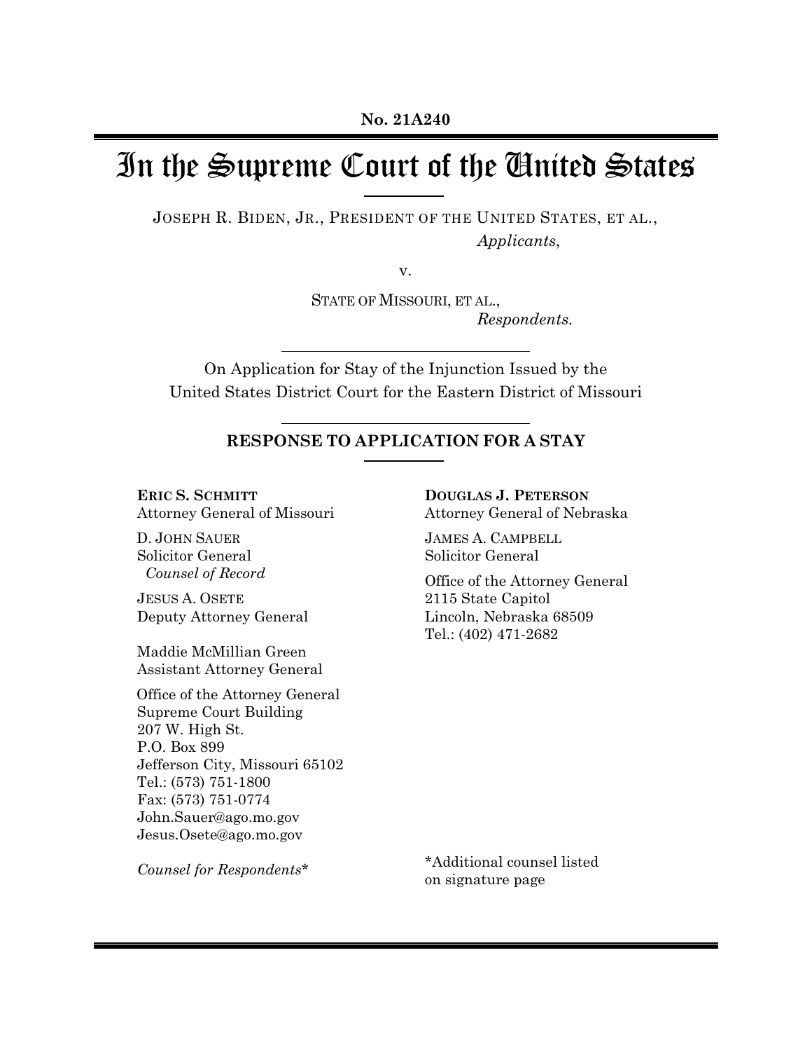**No. 21A240**

# In the Supreme Court of the United States

JOSEPH R. BIDEN, JR., PRESIDENT OF THE UNITED STATES, ET AL.,
*Applicants*,

v.

STATE OF MISSOURI, ET AL.,
*Respondents.*

On Application for Stay of the Injunction Issued by the
United States District Court for the Eastern District of Missouri

**RESPONSE TO APPLICATION FOR A STAY**

**ERIC S. SCHMITT**
Attorney General of Missouri

D. JOHN SAUER
Solicitor General
*Counsel of Record*

JESUS A. OSETE
Deputy Attorney General

Maddie McMillian Green
Assistant Attorney General

Office of the Attorney General
Supreme Court Building
207 W. High St.
P.O. Box 899
Jefferson City, Missouri 65102
Tel.: (573) 751-1800
Fax: (573) 751-0774
John.Sauer@ago.mo.gov
Jesus.Osete@ago.mo.gov

*Counsel for Respondents*\*

**DOUGLAS J. PETERSON**
Attorney General of Nebraska

JAMES A. CAMPBELL
Solicitor General

Office of the Attorney General
2115 State Capitol
Lincoln, Nebraska 68509
Tel.: (402) 471-2682

\*Additional counsel listed on signature page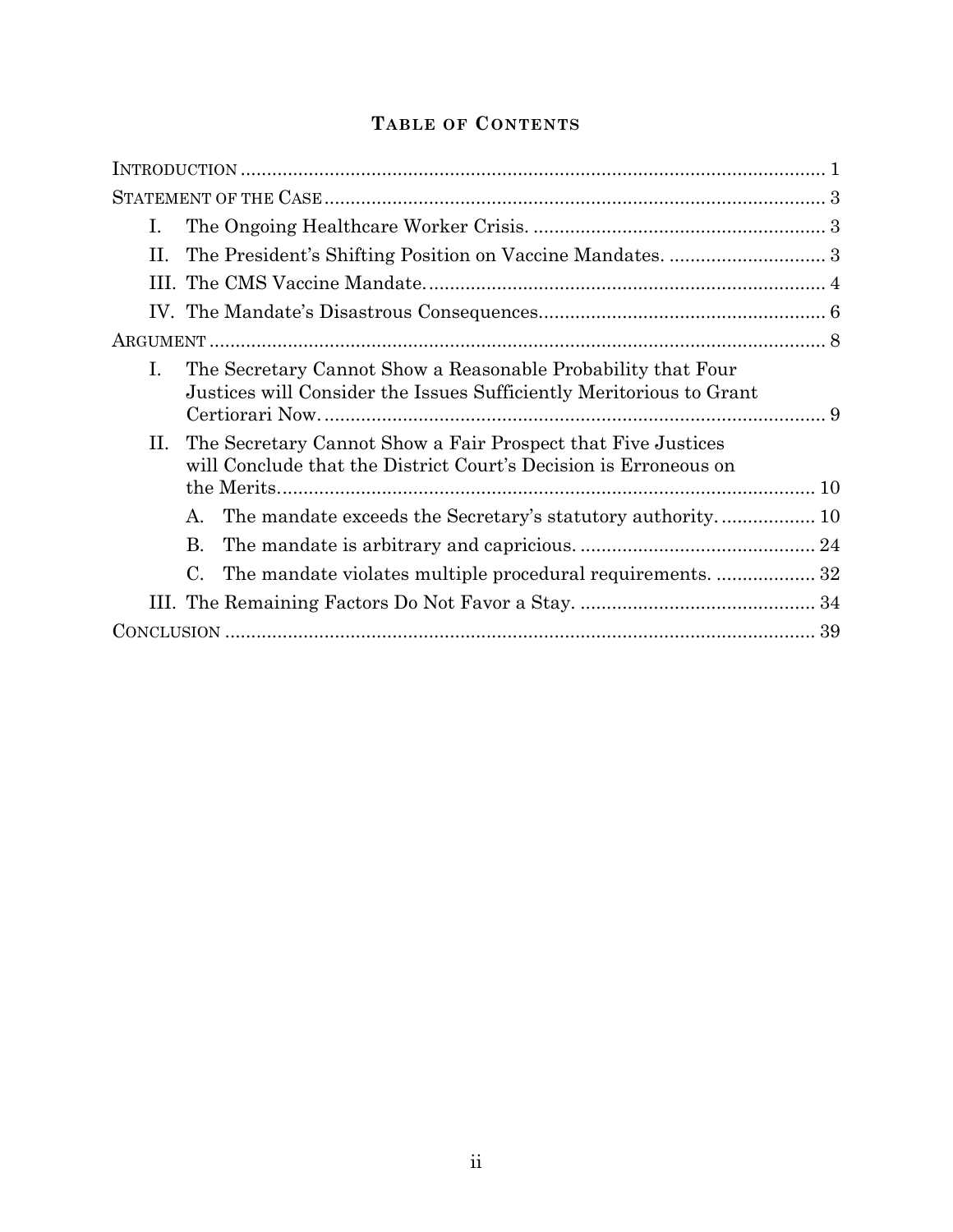## TABLE OF CONTENTS

INTRODUCTION ........................................................................................................ 1

STATEMENT OF THE CASE ........................................................................................ 3

I. The Ongoing Healthcare Worker Crisis. ........................................................ 3

II. The President's Shifting Position on Vaccine Mandates. .............................. 3

III. The CMS Vaccine Mandate. ............................................................................ 4

IV. The Mandate's Disastrous Consequences. ...................................................... 6

ARGUMENT ............................................................................................................... 8

I. The Secretary Cannot Show a Reasonable Probability that Four Justices will Consider the Issues Sufficiently Meritorious to Grant Certiorari Now. ................................................................................................ 9

II. The Secretary Cannot Show a Fair Prospect that Five Justices will Conclude that the District Court's Decision is Erroneous on the Merits. ..................................................................................................... 10

A. The mandate exceeds the Secretary's statutory authority. .................. 10

B. The mandate is arbitrary and capricious. ............................................. 24

C. The mandate violates multiple procedural requirements. ................... 32

III. The Remaining Factors Do Not Favor a Stay. ............................................. 34

CONCLUSION .......................................................................................................... 39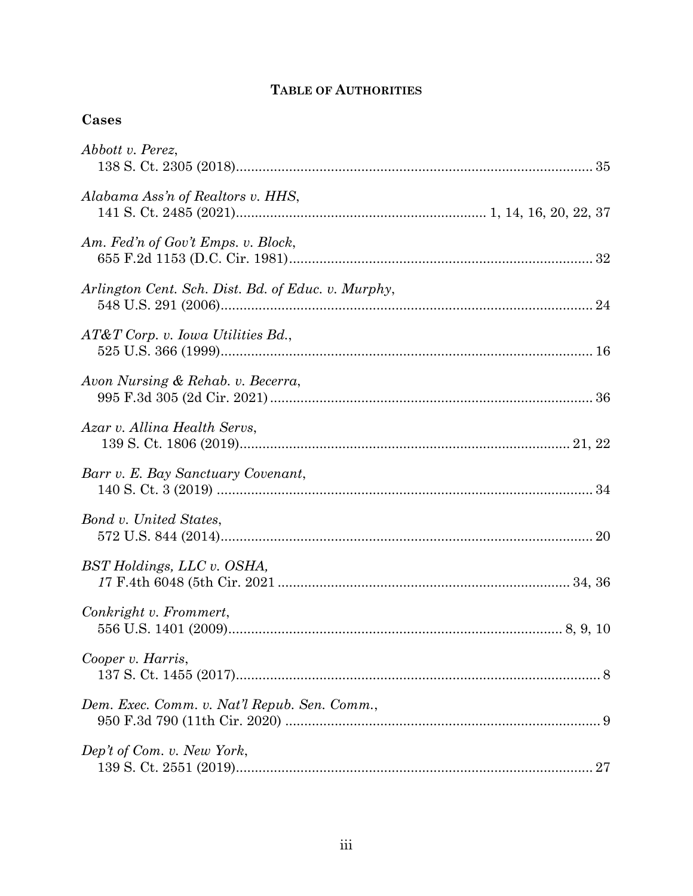# TABLE OF AUTHORITIES

## Cases

*Abbott v. Perez*,
138 S. Ct. 2305 (2018)............................................................................................. 35

*Alabama Ass'n of Realtors v. HHS*,
141 S. Ct. 2485 (2021)................................................................ 1, 14, 16, 20, 22, 37

*Am. Fed'n of Gov't Emps. v. Block*,
655 F.2d 1153 (D.C. Cir. 1981)............................................................................... 32

*Arlington Cent. Sch. Dist. Bd. of Educ. v. Murphy*,
548 U.S. 291 (2006).................................................................................................. 24

*AT&T Corp. v. Iowa Utilities Bd.*,
525 U.S. 366 (1999).................................................................................................. 16

*Avon Nursing & Rehab. v. Becerra*,
995 F.3d 305 (2d Cir. 2021)..................................................................................... 36

*Azar v. Allina Health Servs*,
139 S. Ct. 1806 (2019)...................................................................................... 21, 22

*Barr v. E. Bay Sanctuary Covenant*,
140 S. Ct. 3 (2019) ................................................................................................... 34

*Bond v. United States*,
572 U.S. 844 (2014).................................................................................................. 20

*BST Holdings, LLC v. OSHA,*
*1*7 F.4th 6048 (5th Cir. 2021 ........................................................................... 34, 36

*Conkright v. Frommert*,
556 U.S. 1401 (2009)....................................................................................... 8, 9, 10

*Cooper v. Harris*,
137 S. Ct. 1455 (2017)................................................................................................ 8

*Dem. Exec. Comm. v. Nat'l Repub. Sen. Comm.*,
950 F.3d 790 (11th Cir. 2020) ................................................................................... 9

*Dep't of Com. v. New York*,
139 S. Ct. 2551 (2019)............................................................................................. 27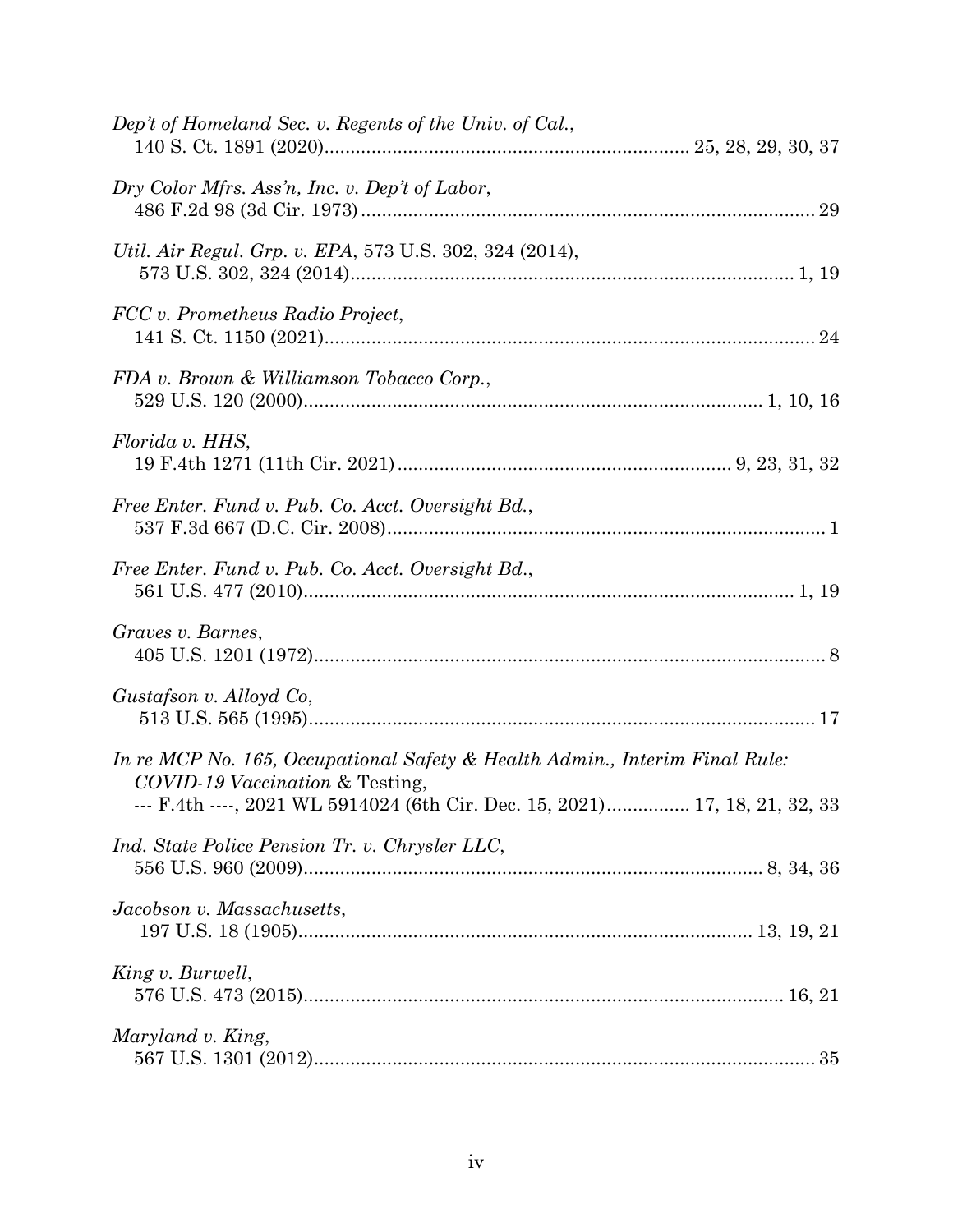*Dep't of Homeland Sec. v. Regents of the Univ. of Cal.*,
140 S. Ct. 1891 (2020)...................................................................... 25, 28, 29, 30, 37

*Dry Color Mfrs. Ass'n, Inc. v. Dep't of Labor*,
486 F.2d 98 (3d Cir. 1973)....................................................................................... 29

*Util. Air Regul. Grp. v. EPA*, 573 U.S. 302, 324 (2014),
573 U.S. 302, 324 (2014)..................................................................................... 1, 19

*FCC v. Prometheus Radio Project*,
141 S. Ct. 1150 (2021)............................................................................................. 24

*FDA v. Brown & Williamson Tobacco Corp.*,
529 U.S. 120 (2000)........................................................................................ 1, 10, 16

*Florida v. HHS*,
19 F.4th 1271 (11th Cir. 2021)................................................................ 9, 23, 31, 32

*Free Enter. Fund v. Pub. Co. Acct. Oversight Bd.*,
537 F.3d 667 (D.C. Cir. 2008).................................................................................... 1

*Free Enter. Fund v. Pub. Co. Acct. Oversight Bd.*,
561 U.S. 477 (2010)............................................................................................. 1, 19

*Graves v. Barnes*,
405 U.S. 1201 (1972)................................................................................................. 8

*Gustafson v. Alloyd Co*,
513 U.S. 565 (1995)................................................................................................. 17

*In re MCP No. 165, Occupational Safety & Health Admin., Interim Final Rule: COVID-19 Vaccination* & Testing,
--- F.4th ----, 2021 WL 5914024 (6th Cir. Dec. 15, 2021)............... 17, 18, 21, 32, 33

*Ind. State Police Pension Tr. v. Chrysler LLC*,
556 U.S. 960 (2009)........................................................................................ 8, 34, 36

*Jacobson v. Massachusetts*,
197 U.S. 18 (1905)..................................................................................... 13, 19, 21

*King v. Burwell*,
576 U.S. 473 (2015)........................................................................................... 16, 21

*Maryland v. King*,
567 U.S. 1301 (2012)............................................................................................... 35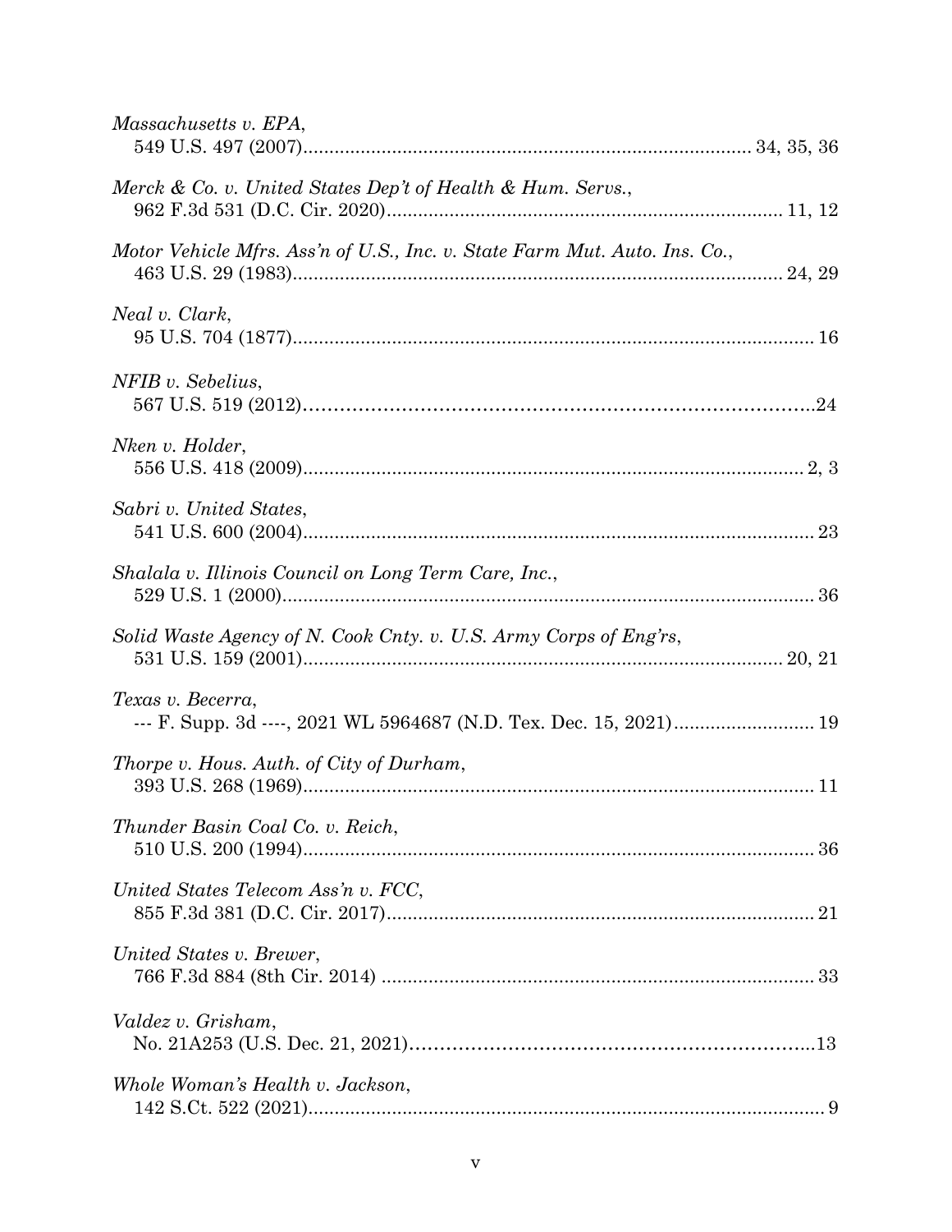*Massachusetts v. EPA*,
549 U.S. 497 (2007)...................................................................................... 34, 35, 36

*Merck & Co. v. United States Dep't of Health & Hum. Servs.*,
962 F.3d 531 (D.C. Cir. 2020)........................................................................... 11, 12

*Motor Vehicle Mfrs. Ass'n of U.S., Inc. v. State Farm Mut. Auto. Ins. Co.*,
463 U.S. 29 (1983)............................................................................................. 24, 29

*Neal v. Clark*,
95 U.S. 704 (1877)................................................................................................. 16

*NFIB v. Sebelius*,
567 U.S. 519 (2012)...............................................................................................24

*Nken v. Holder*,
556 U.S. 418 (2009)............................................................................................. 2, 3

*Sabri v. United States*,
541 U.S. 600 (2004)................................................................................................ 23

*Shalala v. Illinois Council on Long Term Care, Inc.*,
529 U.S. 1 (2000).................................................................................................... 36

*Solid Waste Agency of N. Cook Cnty. v. U.S. Army Corps of Eng'rs*,
531 U.S. 159 (2001)........................................................................................... 20, 21

*Texas v. Becerra*,
--- F. Supp. 3d ----, 2021 WL 5964687 (N.D. Tex. Dec. 15, 2021).......................... 19

*Thorpe v. Hous. Auth. of City of Durham*,
393 U.S. 268 (1969)................................................................................................ 11

*Thunder Basin Coal Co. v. Reich*,
510 U.S. 200 (1994)................................................................................................ 36

*United States Telecom Ass'n v. FCC*,
855 F.3d 381 (D.C. Cir. 2017)................................................................................. 21

*United States v. Brewer*,
766 F.3d 884 (8th Cir. 2014) .................................................................................. 33

*Valdez v. Grisham*,
No. 21A253 (U.S. Dec. 21, 2021).............................................................................13

*Whole Woman's Health v. Jackson*,
142 S.Ct. 522 (2021)................................................................................................. 9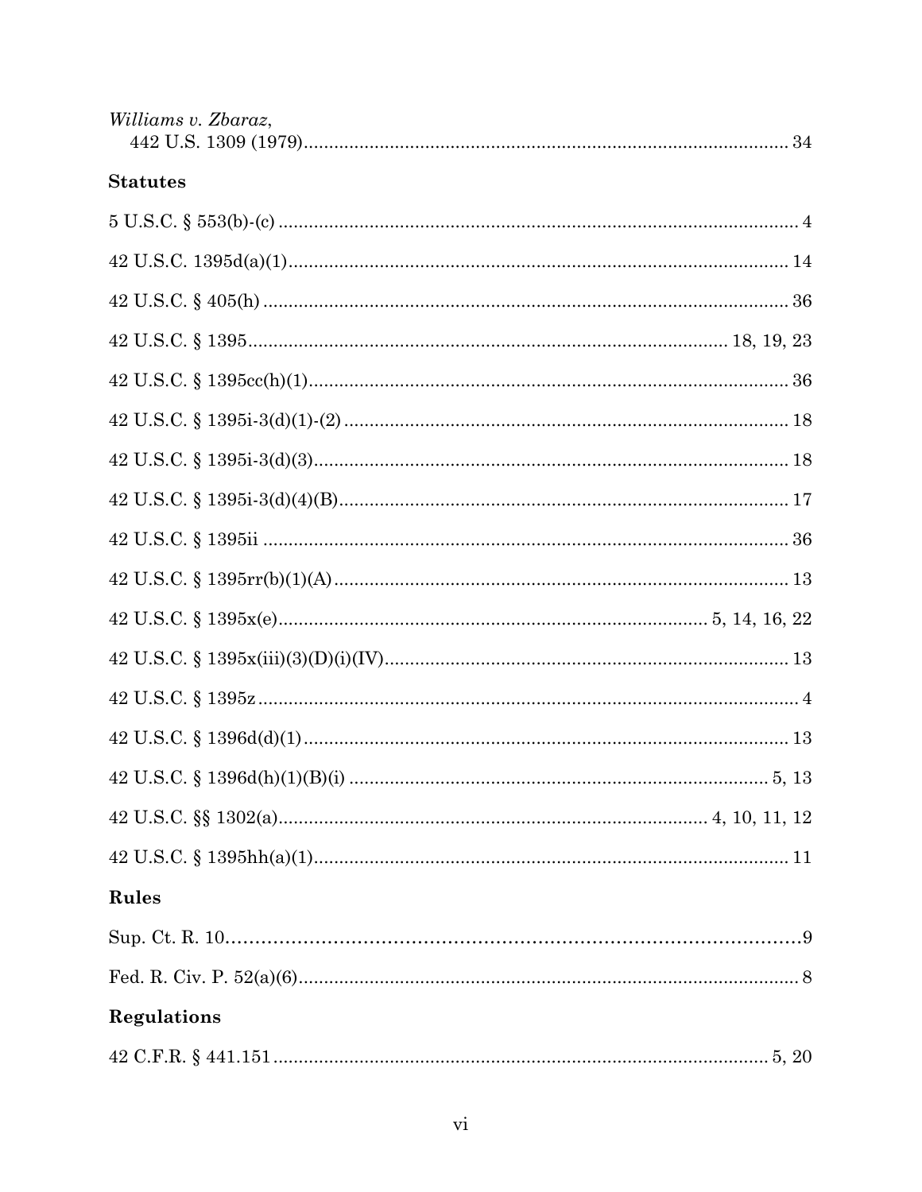*Williams v. Zbaraz*,
442 U.S. 1309 (1979) ..... 34

**Statutes**

5 U.S.C. § 553(b)-(c) ..... 4

42 U.S.C. 1395d(a)(1) ..... 14

42 U.S.C. § 405(h) ..... 36

42 U.S.C. § 1395 ..... 18, 19, 23

42 U.S.C. § 1395cc(h)(1) ..... 36

42 U.S.C. § 1395i-3(d)(1)-(2) ..... 18

42 U.S.C. § 1395i-3(d)(3) ..... 18

42 U.S.C. § 1395i-3(d)(4)(B) ..... 17

42 U.S.C. § 1395ii ..... 36

42 U.S.C. § 1395rr(b)(1)(A) ..... 13

42 U.S.C. § 1395x(e) ..... 5, 14, 16, 22

42 U.S.C. § 1395x(iii)(3)(D)(i)(IV) ..... 13

42 U.S.C. § 1395z ..... 4

42 U.S.C. § 1396d(d)(1) ..... 13

42 U.S.C. § 1396d(h)(1)(B)(i) ..... 5, 13

42 U.S.C. §§ 1302(a) ..... 4, 10, 11, 12

42 U.S.C. § 1395hh(a)(1) ..... 11

**Rules**

Sup. Ct. R. 10 ..... 9

Fed. R. Civ. P. 52(a)(6) ..... 8

**Regulations**

42 C.F.R. § 441.151 ..... 5, 20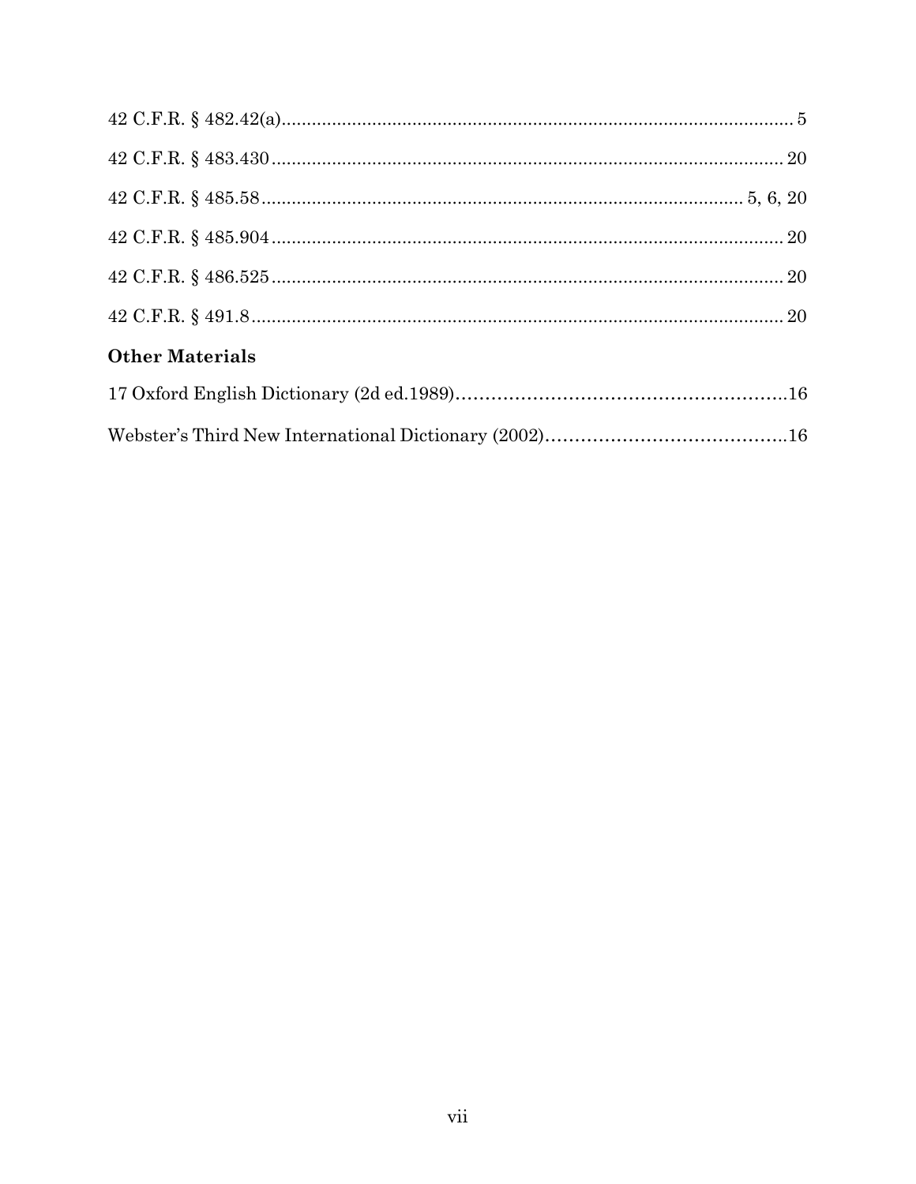42 C.F.R. § 482.42(a)........................................................................................................ 5

42 C.F.R. § 483.430........................................................................................................ 20

42 C.F.R. § 485.58.................................................................................................. 5, 6, 20

42 C.F.R. § 485.904........................................................................................................ 20

42 C.F.R. § 486.525........................................................................................................ 20

42 C.F.R. § 491.8............................................................................................................ 20

**Other Materials**

17 Oxford English Dictionary (2d ed.1989)..........................................................16

Webster's Third New International Dictionary (2002)..........................................16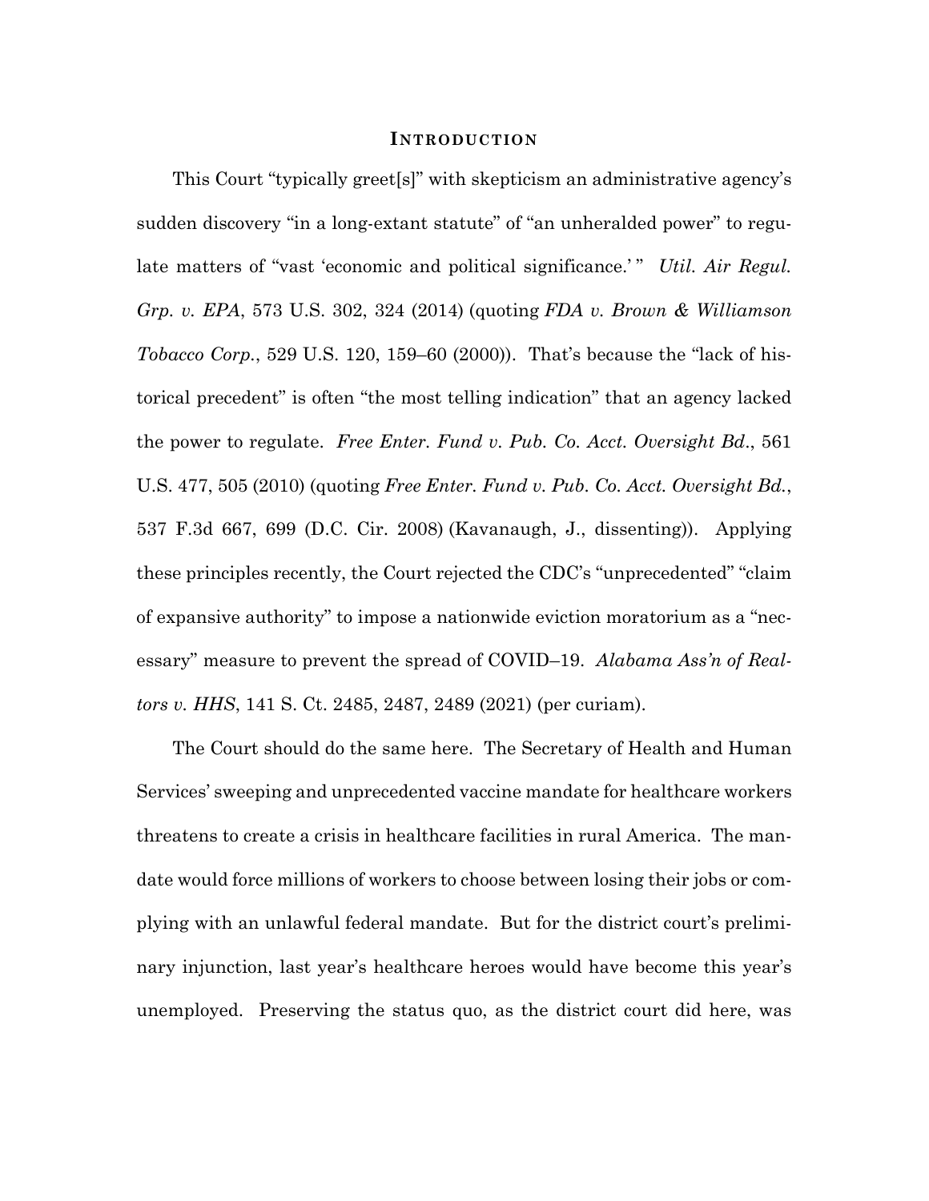# INTRODUCTION

This Court "typically greet[s]" with skepticism an administrative agency's sudden discovery "in a long-extant statute" of "an unheralded power" to regulate matters of "vast 'economic and political significance.'" *Util. Air Regul. Grp. v. EPA*, 573 U.S. 302, 324 (2014) (quoting *FDA v. Brown & Williamson Tobacco Corp.*, 529 U.S. 120, 159–60 (2000)). That's because the "lack of historical precedent" is often "the most telling indication" that an agency lacked the power to regulate. *Free Enter. Fund v. Pub. Co. Acct. Oversight Bd.*, 561 U.S. 477, 505 (2010) (quoting *Free Enter. Fund v. Pub. Co. Acct. Oversight Bd.*, 537 F.3d 667, 699 (D.C. Cir. 2008) (Kavanaugh, J., dissenting)). Applying these principles recently, the Court rejected the CDC's "unprecedented" "claim of expansive authority" to impose a nationwide eviction moratorium as a "necessary" measure to prevent the spread of COVID–19. *Alabama Ass'n of Realtors v. HHS*, 141 S. Ct. 2485, 2487, 2489 (2021) (per curiam).

The Court should do the same here. The Secretary of Health and Human Services' sweeping and unprecedented vaccine mandate for healthcare workers threatens to create a crisis in healthcare facilities in rural America. The mandate would force millions of workers to choose between losing their jobs or complying with an unlawful federal mandate. But for the district court's preliminary injunction, last year's healthcare heroes would have become this year's unemployed. Preserving the status quo, as the district court did here, was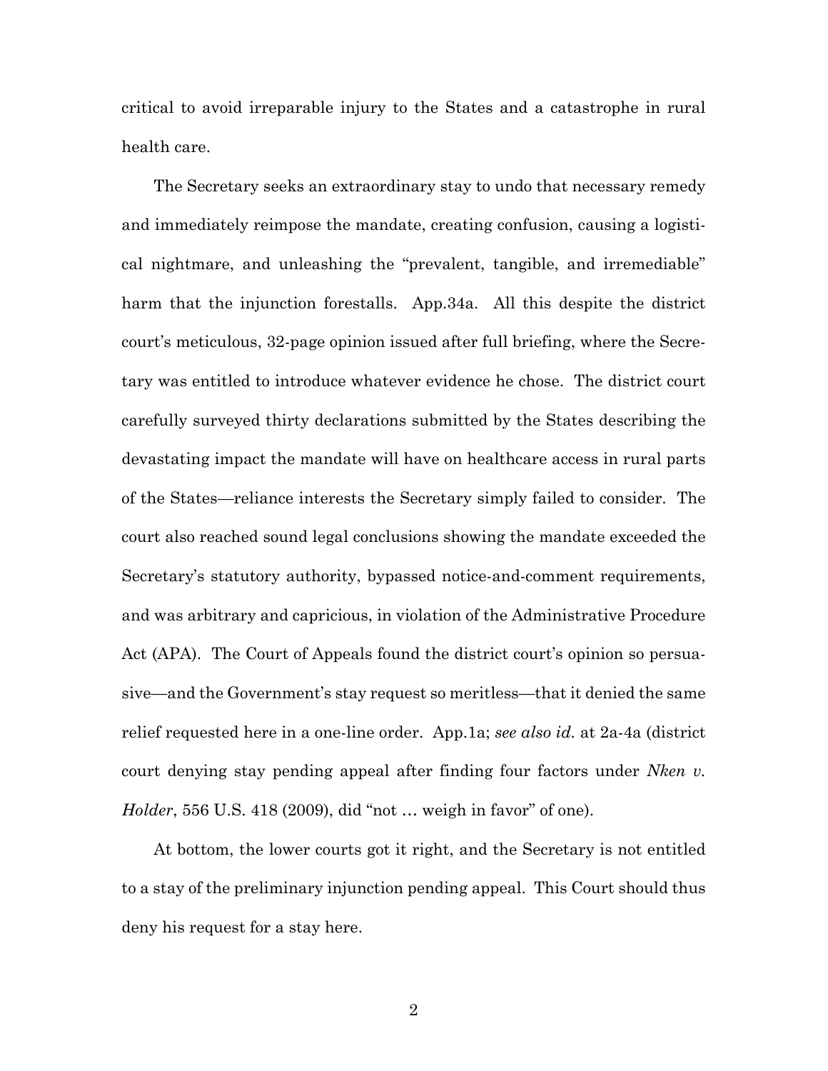critical to avoid irreparable injury to the States and a catastrophe in rural health care.

The Secretary seeks an extraordinary stay to undo that necessary remedy and immediately reimpose the mandate, creating confusion, causing a logistical nightmare, and unleashing the "prevalent, tangible, and irremediable" harm that the injunction forestalls. App.34a. All this despite the district court's meticulous, 32-page opinion issued after full briefing, where the Secretary was entitled to introduce whatever evidence he chose. The district court carefully surveyed thirty declarations submitted by the States describing the devastating impact the mandate will have on healthcare access in rural parts of the States—reliance interests the Secretary simply failed to consider. The court also reached sound legal conclusions showing the mandate exceeded the Secretary's statutory authority, bypassed notice-and-comment requirements, and was arbitrary and capricious, in violation of the Administrative Procedure Act (APA). The Court of Appeals found the district court's opinion so persuasive—and the Government's stay request so meritless—that it denied the same relief requested here in a one-line order. App.1a; *see also id.* at 2a-4a (district court denying stay pending appeal after finding four factors under *Nken v. Holder*, 556 U.S. 418 (2009), did "not … weigh in favor" of one).

At bottom, the lower courts got it right, and the Secretary is not entitled to a stay of the preliminary injunction pending appeal. This Court should thus deny his request for a stay here.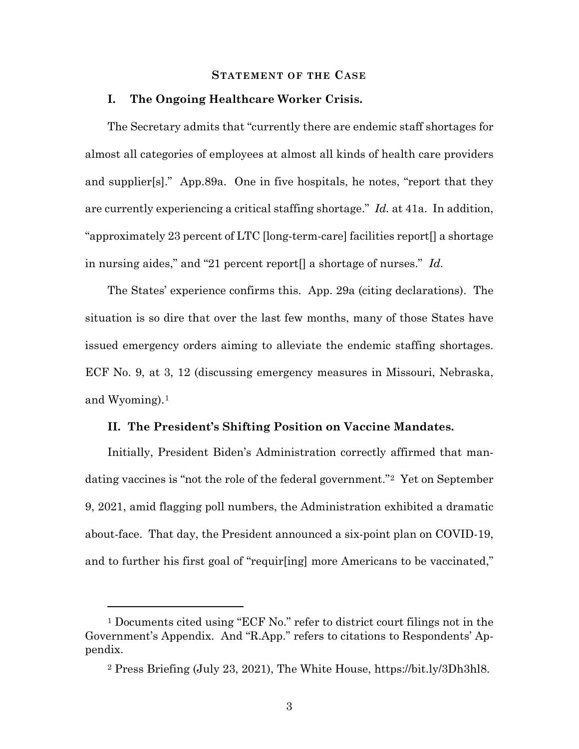## Statement of the Case

### I. The Ongoing Healthcare Worker Crisis.

The Secretary admits that "currently there are endemic staff shortages for almost all categories of employees at almost all kinds of health care providers and supplier[s]." App.89a. One in five hospitals, he notes, "report that they are currently experiencing a critical staffing shortage." *Id.* at 41a. In addition, "approximately 23 percent of LTC [long-term-care] facilities report[] a shortage in nursing aides," and "21 percent report[] a shortage of nurses." *Id.*

The States' experience confirms this. App. 29a (citing declarations). The situation is so dire that over the last few months, many of those States have issued emergency orders aiming to alleviate the endemic staffing shortages. ECF No. 9, at 3, 12 (discussing emergency measures in Missouri, Nebraska, and Wyoming).[1]

### II. The President's Shifting Position on Vaccine Mandates.

Initially, President Biden's Administration correctly affirmed that mandating vaccines is "not the role of the federal government."[2] Yet on September 9, 2021, amid flagging poll numbers, the Administration exhibited a dramatic about-face. That day, the President announced a six-point plan on COVID-19, and to further his first goal of "requir[ing] more Americans to be vaccinated,"

---

[1] Documents cited using "ECF No." refer to district court filings not in the Government's Appendix. And "R.App." refers to citations to Respondents' Appendix.

[2] Press Briefing (July 23, 2021), The White House, https://bit.ly/3Dh3hl8.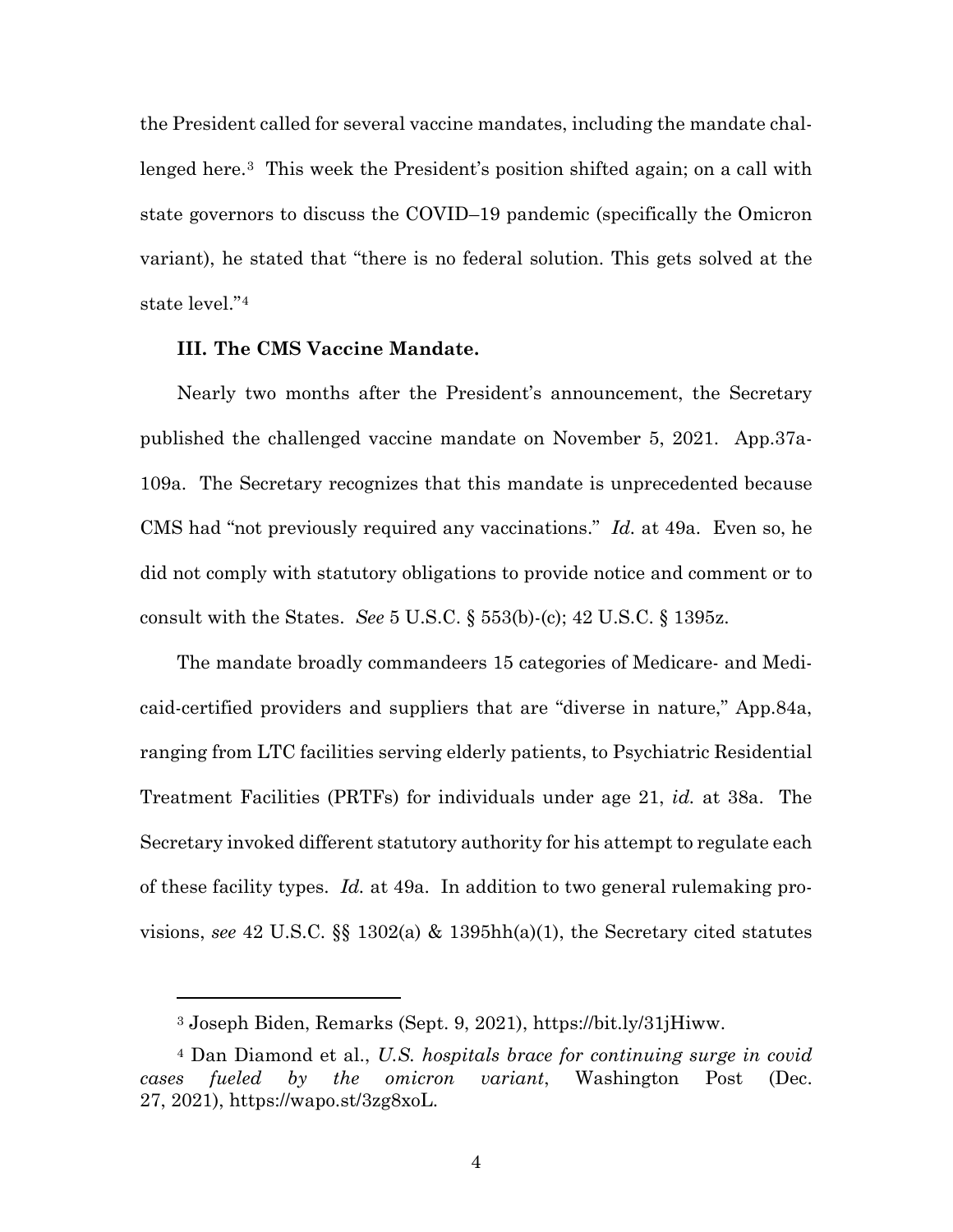the President called for several vaccine mandates, including the mandate challenged here.[3] This week the President's position shifted again; on a call with state governors to discuss the COVID–19 pandemic (specifically the Omicron variant), he stated that "there is no federal solution. This gets solved at the state level."[4]

### III. The CMS Vaccine Mandate.

Nearly two months after the President's announcement, the Secretary published the challenged vaccine mandate on November 5, 2021. App.37a-109a. The Secretary recognizes that this mandate is unprecedented because CMS had "not previously required any vaccinations." *Id.* at 49a. Even so, he did not comply with statutory obligations to provide notice and comment or to consult with the States. *See* 5 U.S.C. § 553(b)-(c); 42 U.S.C. § 1395z.

The mandate broadly commandeers 15 categories of Medicare- and Medicaid-certified providers and suppliers that are "diverse in nature," App.84a, ranging from LTC facilities serving elderly patients, to Psychiatric Residential Treatment Facilities (PRTFs) for individuals under age 21, *id.* at 38a. The Secretary invoked different statutory authority for his attempt to regulate each of these facility types. *Id.* at 49a. In addition to two general rulemaking provisions, *see* 42 U.S.C. §§ 1302(a) & 1395hh(a)(1), the Secretary cited statutes

---

[3] Joseph Biden, Remarks (Sept. 9, 2021), https://bit.ly/31jHiww.

[4] Dan Diamond et al., *U.S. hospitals brace for continuing surge in covid cases fueled by the omicron variant*, Washington Post (Dec. 27, 2021), https://wapo.st/3zg8xoL.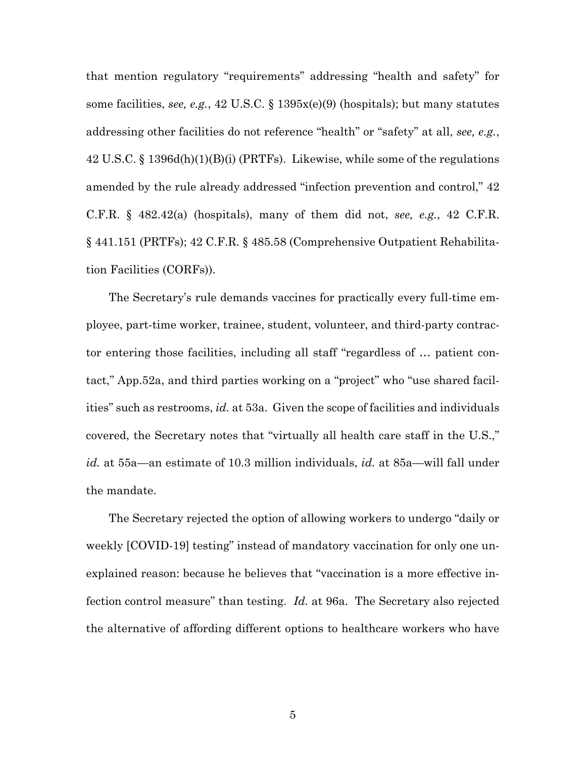that mention regulatory "requirements" addressing "health and safety" for some facilities, *see, e.g.*, 42 U.S.C. § 1395x(e)(9) (hospitals); but many statutes addressing other facilities do not reference "health" or "safety" at all, *see, e.g.*, 42 U.S.C. § 1396d(h)(1)(B)(i) (PRTFs). Likewise, while some of the regulations amended by the rule already addressed "infection prevention and control," 42 C.F.R. § 482.42(a) (hospitals), many of them did not, *see, e.g.*, 42 C.F.R. § 441.151 (PRTFs); 42 C.F.R. § 485.58 (Comprehensive Outpatient Rehabilitation Facilities (CORFs)).

The Secretary's rule demands vaccines for practically every full-time employee, part-time worker, trainee, student, volunteer, and third-party contractor entering those facilities, including all staff "regardless of … patient contact," App.52a, and third parties working on a "project" who "use shared facilities" such as restrooms, *id.* at 53a. Given the scope of facilities and individuals covered, the Secretary notes that "virtually all health care staff in the U.S.," *id.* at 55a—an estimate of 10.3 million individuals, *id.* at 85a—will fall under the mandate.

The Secretary rejected the option of allowing workers to undergo "daily or weekly [COVID-19] testing" instead of mandatory vaccination for only one unexplained reason: because he believes that "vaccination is a more effective infection control measure" than testing. *Id.* at 96a. The Secretary also rejected the alternative of affording different options to healthcare workers who have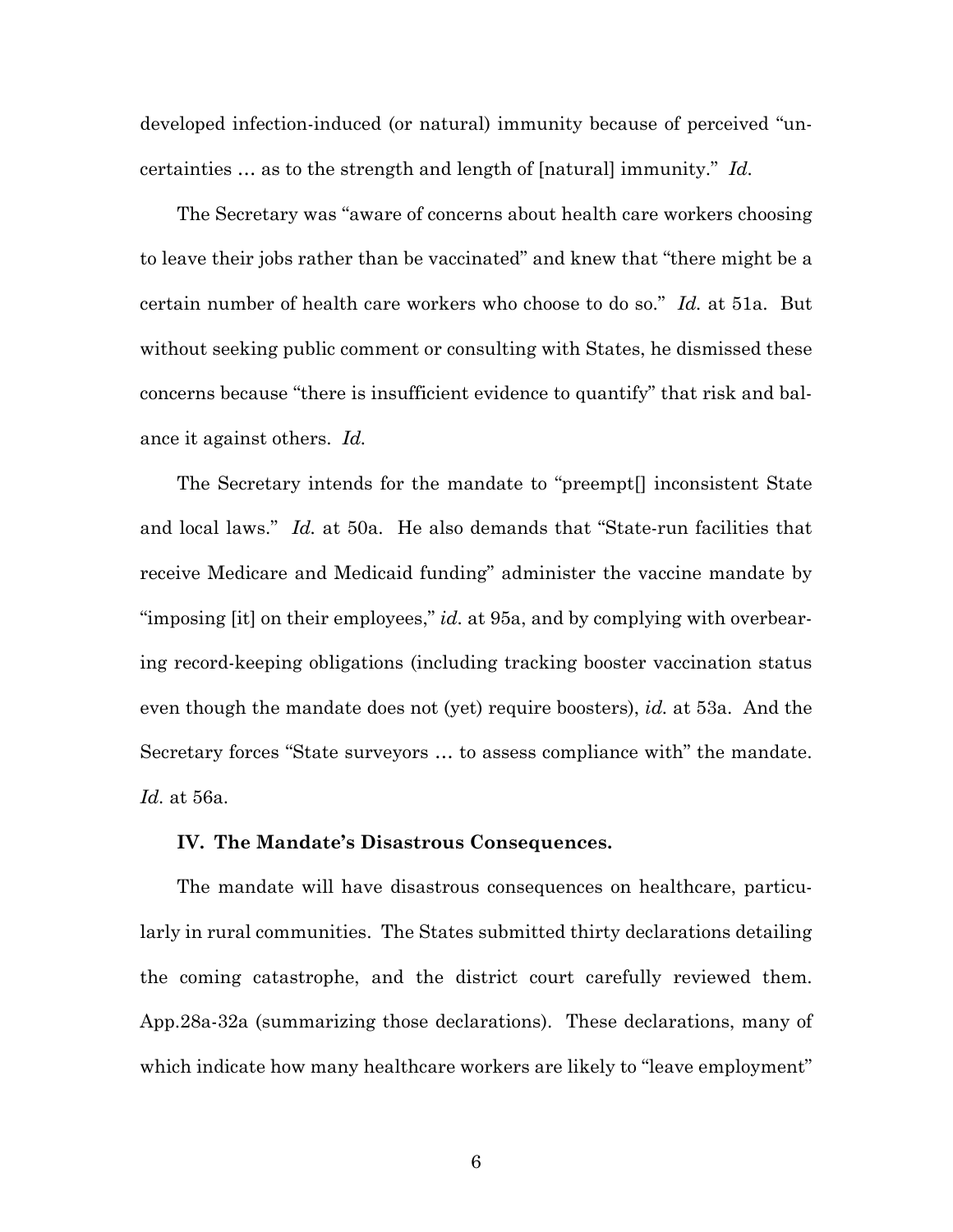developed infection-induced (or natural) immunity because of perceived "uncertainties … as to the strength and length of [natural] immunity." *Id.*

The Secretary was "aware of concerns about health care workers choosing to leave their jobs rather than be vaccinated" and knew that "there might be a certain number of health care workers who choose to do so." *Id.* at 51a. But without seeking public comment or consulting with States, he dismissed these concerns because "there is insufficient evidence to quantify" that risk and balance it against others. *Id.*

The Secretary intends for the mandate to "preempt[] inconsistent State and local laws." *Id.* at 50a. He also demands that "State-run facilities that receive Medicare and Medicaid funding" administer the vaccine mandate by "imposing [it] on their employees," *id.* at 95a, and by complying with overbearing record-keeping obligations (including tracking booster vaccination status even though the mandate does not (yet) require boosters), *id.* at 53a. And the Secretary forces "State surveyors … to assess compliance with" the mandate. *Id.* at 56a.

### IV. The Mandate's Disastrous Consequences.

The mandate will have disastrous consequences on healthcare, particularly in rural communities. The States submitted thirty declarations detailing the coming catastrophe, and the district court carefully reviewed them. App.28a-32a (summarizing those declarations). These declarations, many of which indicate how many healthcare workers are likely to "leave employment"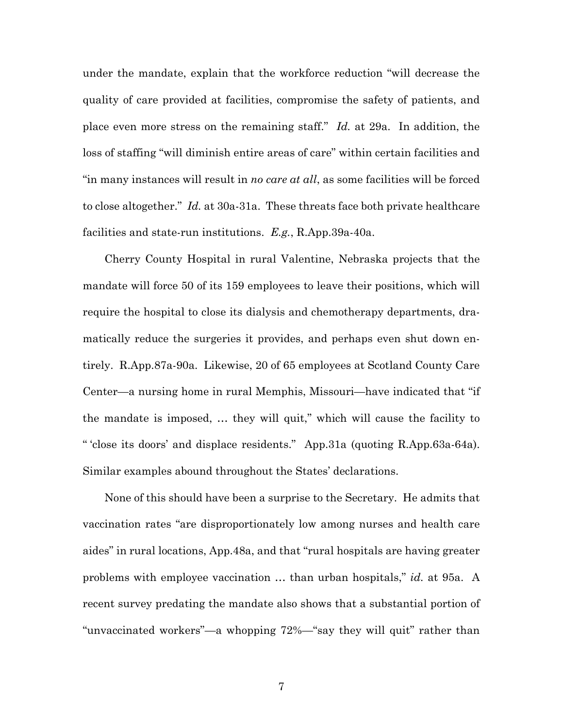under the mandate, explain that the workforce reduction "will decrease the quality of care provided at facilities, compromise the safety of patients, and place even more stress on the remaining staff." *Id.* at 29a. In addition, the loss of staffing "will diminish entire areas of care" within certain facilities and "in many instances will result in *no care at all*, as some facilities will be forced to close altogether." *Id.* at 30a-31a. These threats face both private healthcare facilities and state-run institutions. *E.g.*, R.App.39a-40a.

Cherry County Hospital in rural Valentine, Nebraska projects that the mandate will force 50 of its 159 employees to leave their positions, which will require the hospital to close its dialysis and chemotherapy departments, dramatically reduce the surgeries it provides, and perhaps even shut down entirely. R.App.87a-90a. Likewise, 20 of 65 employees at Scotland County Care Center—a nursing home in rural Memphis, Missouri—have indicated that "if the mandate is imposed, … they will quit," which will cause the facility to " 'close its doors' and displace residents." App.31a (quoting R.App.63a-64a). Similar examples abound throughout the States' declarations.

None of this should have been a surprise to the Secretary. He admits that vaccination rates "are disproportionately low among nurses and health care aides" in rural locations, App.48a, and that "rural hospitals are having greater problems with employee vaccination … than urban hospitals," *id.* at 95a. A recent survey predating the mandate also shows that a substantial portion of "unvaccinated workers"—a whopping 72%—"say they will quit" rather than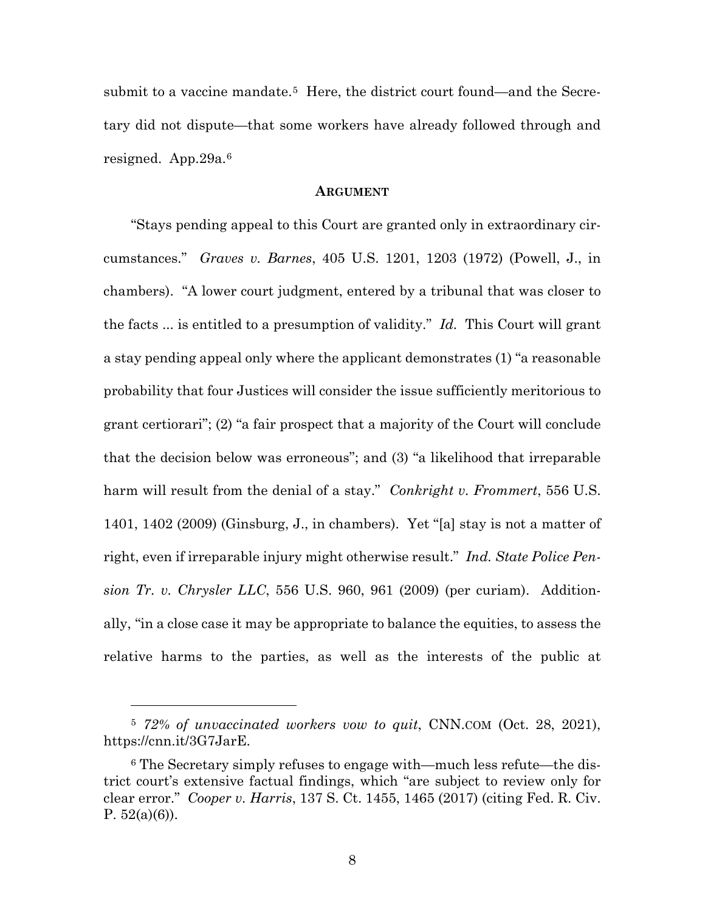submit to a vaccine mandate.[5] Here, the district court found—and the Secretary did not dispute—that some workers have already followed through and resigned. App.29a.[6]

## **ARGUMENT**

"Stays pending appeal to this Court are granted only in extraordinary circumstances." *Graves v. Barnes*, 405 U.S. 1201, 1203 (1972) (Powell, J., in chambers). "A lower court judgment, entered by a tribunal that was closer to the facts ... is entitled to a presumption of validity." *Id.* This Court will grant a stay pending appeal only where the applicant demonstrates (1) "a reasonable probability that four Justices will consider the issue sufficiently meritorious to grant certiorari"; (2) "a fair prospect that a majority of the Court will conclude that the decision below was erroneous"; and (3) "a likelihood that irreparable harm will result from the denial of a stay." *Conkright v. Frommert*, 556 U.S. 1401, 1402 (2009) (Ginsburg, J., in chambers). Yet "[a] stay is not a matter of right, even if irreparable injury might otherwise result." *Ind. State Police Pension Tr. v. Chrysler LLC*, 556 U.S. 960, 961 (2009) (per curiam). Additionally, "in a close case it may be appropriate to balance the equities, to assess the relative harms to the parties, as well as the interests of the public at

---

[5] *72% of unvaccinated workers vow to quit*, CNN.COM (Oct. 28, 2021), https://cnn.it/3G7JarE.

[6] The Secretary simply refuses to engage with—much less refute—the district court's extensive factual findings, which "are subject to review only for clear error." *Cooper v. Harris*, 137 S. Ct. 1455, 1465 (2017) (citing Fed. R. Civ. P. 52(a)(6)).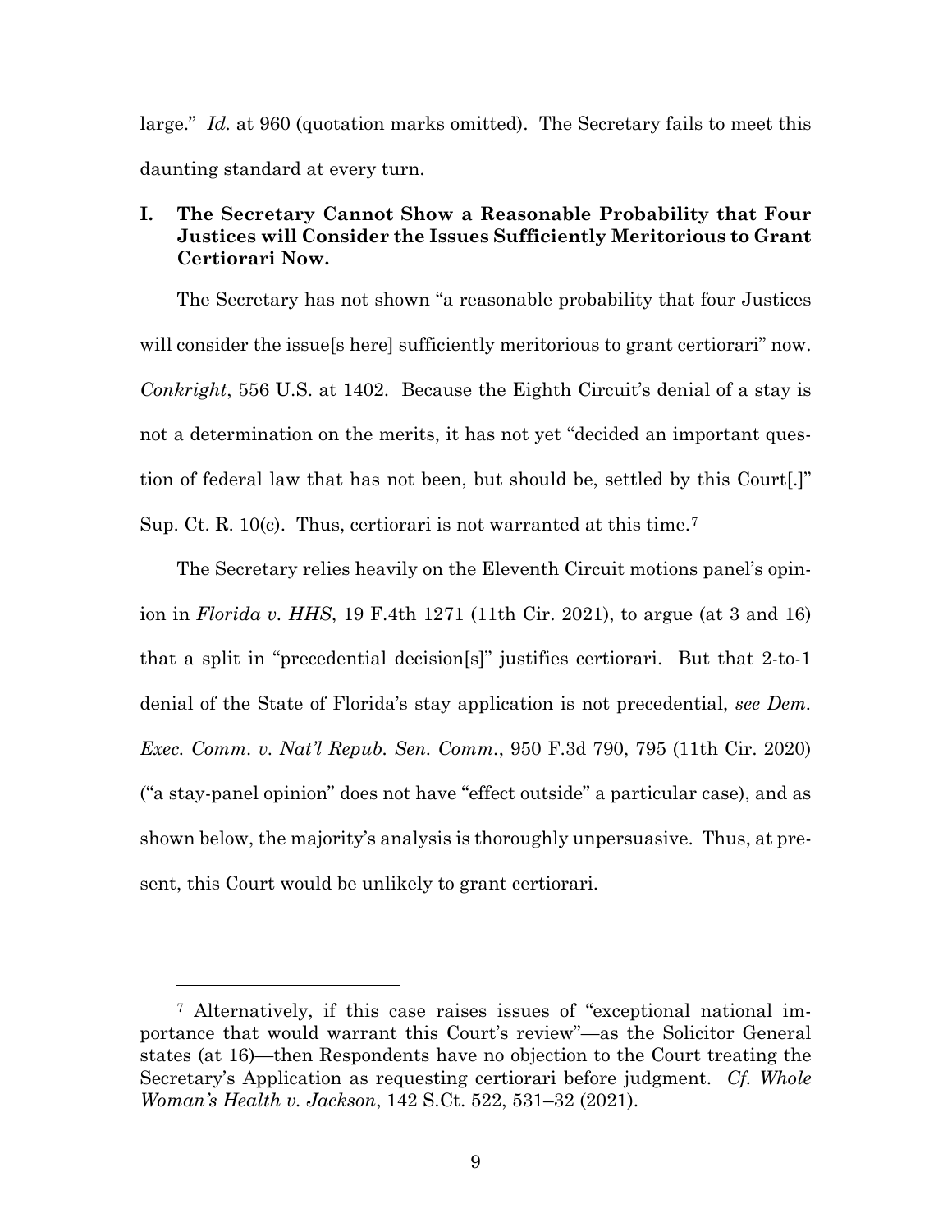large." *Id.* at 960 (quotation marks omitted). The Secretary fails to meet this daunting standard at every turn.

## I. The Secretary Cannot Show a Reasonable Probability that Four Justices will Consider the Issues Sufficiently Meritorious to Grant Certiorari Now.

The Secretary has not shown "a reasonable probability that four Justices will consider the issue[s here] sufficiently meritorious to grant certiorari" now. *Conkright*, 556 U.S. at 1402. Because the Eighth Circuit's denial of a stay is not a determination on the merits, it has not yet "decided an important question of federal law that has not been, but should be, settled by this Court[.]" Sup. Ct. R. 10(c). Thus, certiorari is not warranted at this time.[7]

The Secretary relies heavily on the Eleventh Circuit motions panel's opinion in *Florida v. HHS*, 19 F.4th 1271 (11th Cir. 2021), to argue (at 3 and 16) that a split in "precedential decision[s]" justifies certiorari. But that 2-to-1 denial of the State of Florida's stay application is not precedential, *see Dem. Exec. Comm. v. Nat'l Repub. Sen. Comm.*, 950 F.3d 790, 795 (11th Cir. 2020) ("a stay-panel opinion" does not have "effect outside" a particular case), and as shown below, the majority's analysis is thoroughly unpersuasive. Thus, at present, this Court would be unlikely to grant certiorari.

---

[7] Alternatively, if this case raises issues of "exceptional national importance that would warrant this Court's review"—as the Solicitor General states (at 16)—then Respondents have no objection to the Court treating the Secretary's Application as requesting certiorari before judgment. *Cf. Whole Woman's Health v. Jackson*, 142 S.Ct. 522, 531–32 (2021).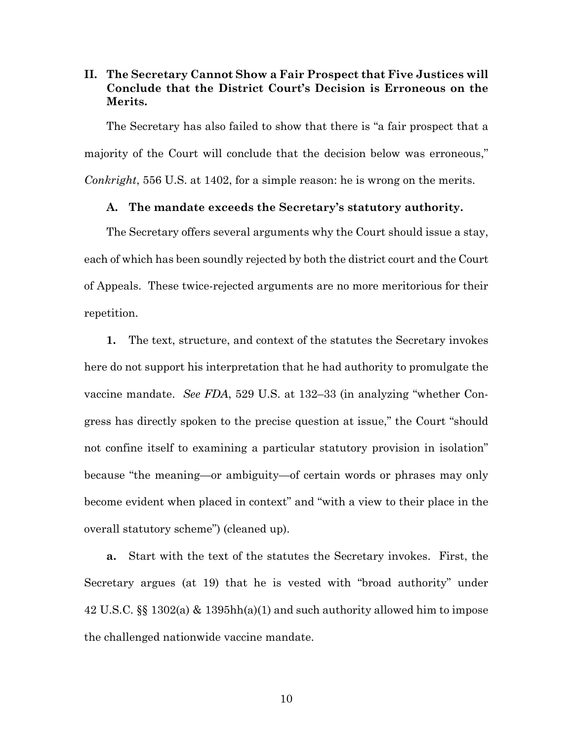## II. The Secretary Cannot Show a Fair Prospect that Five Justices will Conclude that the District Court's Decision is Erroneous on the Merits.

The Secretary has also failed to show that there is "a fair prospect that a majority of the Court will conclude that the decision below was erroneous," *Conkright*, 556 U.S. at 1402, for a simple reason: he is wrong on the merits.

### A. The mandate exceeds the Secretary's statutory authority.

The Secretary offers several arguments why the Court should issue a stay, each of which has been soundly rejected by both the district court and the Court of Appeals. These twice-rejected arguments are no more meritorious for their repetition.

**1.** The text, structure, and context of the statutes the Secretary invokes here do not support his interpretation that he had authority to promulgate the vaccine mandate. *See FDA*, 529 U.S. at 132–33 (in analyzing "whether Congress has directly spoken to the precise question at issue," the Court "should not confine itself to examining a particular statutory provision in isolation" because "the meaning—or ambiguity—of certain words or phrases may only become evident when placed in context" and "with a view to their place in the overall statutory scheme") (cleaned up).

**a.** Start with the text of the statutes the Secretary invokes. First, the Secretary argues (at 19) that he is vested with "broad authority" under 42 U.S.C. §§ 1302(a) & 1395hh(a)(1) and such authority allowed him to impose the challenged nationwide vaccine mandate.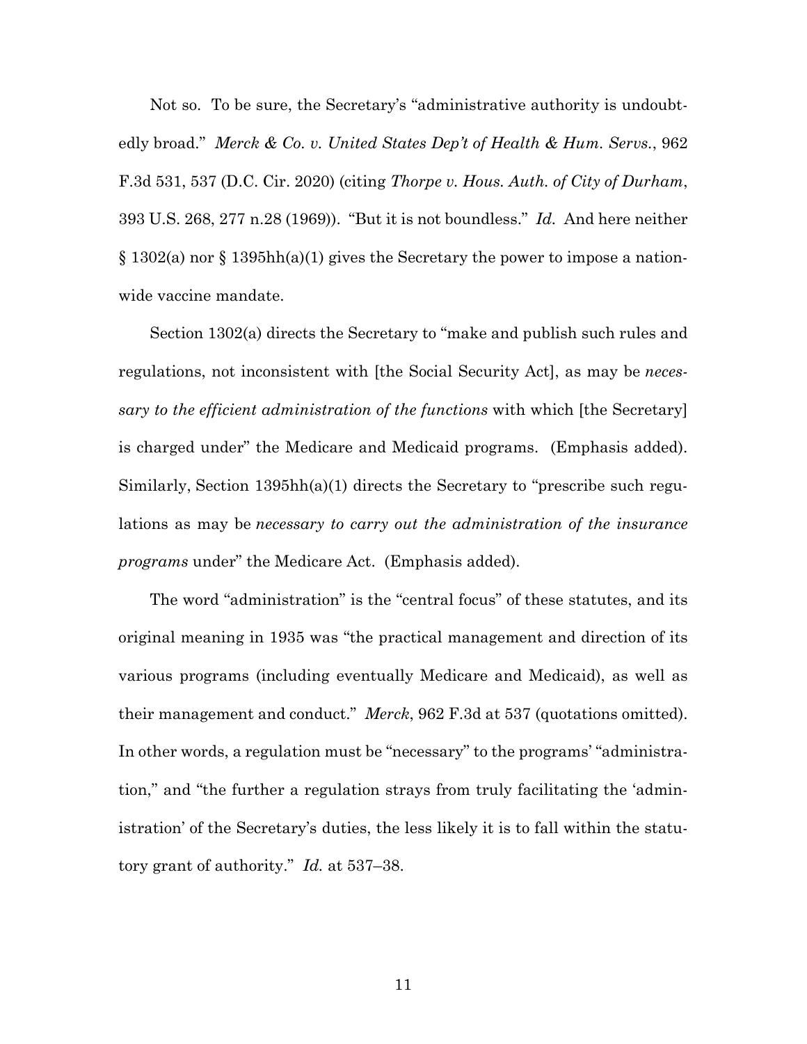Not so. To be sure, the Secretary's "administrative authority is undoubtedly broad." *Merck & Co. v. United States Dep't of Health & Hum. Servs.*, 962 F.3d 531, 537 (D.C. Cir. 2020) (citing *Thorpe v. Hous. Auth. of City of Durham*, 393 U.S. 268, 277 n.28 (1969)). "But it is not boundless." *Id.* And here neither § 1302(a) nor § 1395hh(a)(1) gives the Secretary the power to impose a nationwide vaccine mandate.

Section 1302(a) directs the Secretary to "make and publish such rules and regulations, not inconsistent with [the Social Security Act], as may be *necessary to the efficient administration of the functions* with which [the Secretary] is charged under" the Medicare and Medicaid programs. (Emphasis added). Similarly, Section 1395hh(a)(1) directs the Secretary to "prescribe such regulations as may be *necessary to carry out the administration of the insurance programs* under" the Medicare Act. (Emphasis added).

The word "administration" is the "central focus" of these statutes, and its original meaning in 1935 was "the practical management and direction of its various programs (including eventually Medicare and Medicaid), as well as their management and conduct." *Merck*, 962 F.3d at 537 (quotations omitted). In other words, a regulation must be "necessary" to the programs' "administration," and "the further a regulation strays from truly facilitating the 'administration' of the Secretary's duties, the less likely it is to fall within the statutory grant of authority." *Id.* at 537–38.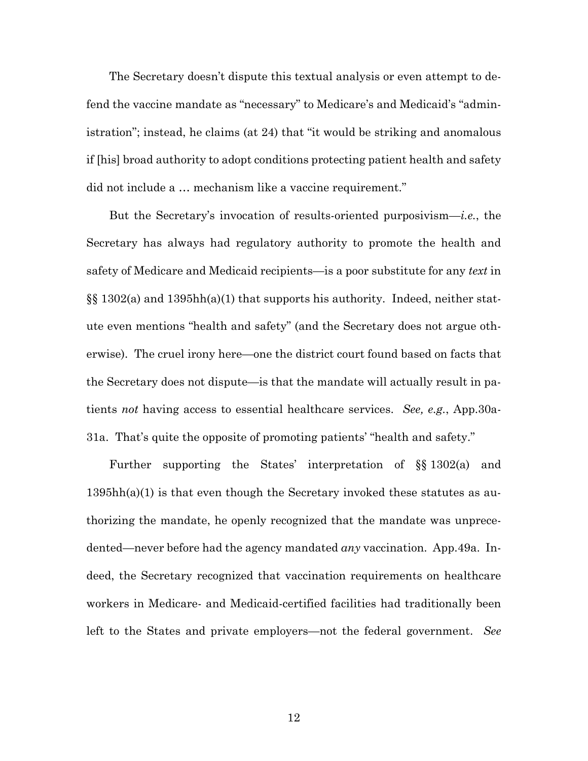The Secretary doesn't dispute this textual analysis or even attempt to defend the vaccine mandate as "necessary" to Medicare's and Medicaid's "administration"; instead, he claims (at 24) that "it would be striking and anomalous if [his] broad authority to adopt conditions protecting patient health and safety did not include a … mechanism like a vaccine requirement."

But the Secretary's invocation of results-oriented purposivism—*i.e.*, the Secretary has always had regulatory authority to promote the health and safety of Medicare and Medicaid recipients—is a poor substitute for any *text* in §§ 1302(a) and 1395hh(a)(1) that supports his authority. Indeed, neither statute even mentions "health and safety" (and the Secretary does not argue otherwise). The cruel irony here—one the district court found based on facts that the Secretary does not dispute—is that the mandate will actually result in patients *not* having access to essential healthcare services. *See, e.g.*, App.30a-31a. That's quite the opposite of promoting patients' "health and safety."

Further supporting the States' interpretation of §§ 1302(a) and 1395hh(a)(1) is that even though the Secretary invoked these statutes as authorizing the mandate, he openly recognized that the mandate was unprecedented—never before had the agency mandated *any* vaccination. App.49a. Indeed, the Secretary recognized that vaccination requirements on healthcare workers in Medicare- and Medicaid-certified facilities had traditionally been left to the States and private employers—not the federal government. *See*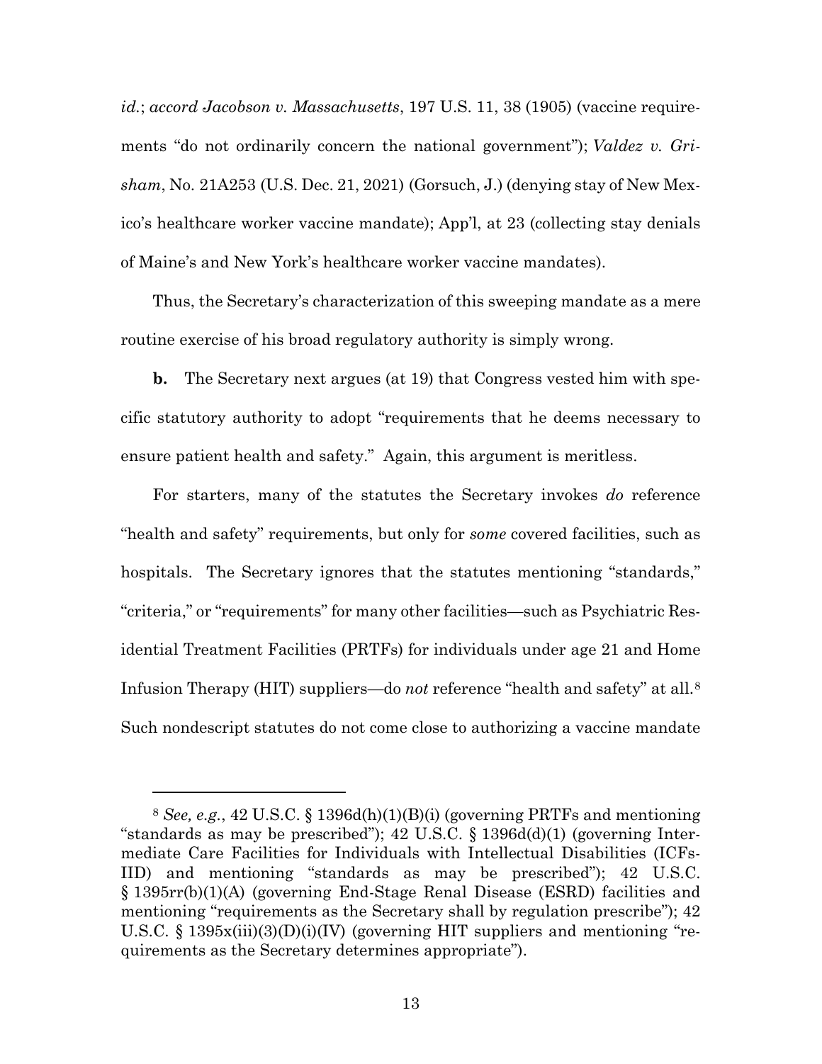*id.*; *accord Jacobson v. Massachusetts*, 197 U.S. 11, 38 (1905) (vaccine requirements "do not ordinarily concern the national government"); *Valdez v. Grisham*, No. 21A253 (U.S. Dec. 21, 2021) (Gorsuch, J.) (denying stay of New Mexico's healthcare worker vaccine mandate); App'l, at 23 (collecting stay denials of Maine's and New York's healthcare worker vaccine mandates).

Thus, the Secretary's characterization of this sweeping mandate as a mere routine exercise of his broad regulatory authority is simply wrong.

**b.** The Secretary next argues (at 19) that Congress vested him with specific statutory authority to adopt "requirements that he deems necessary to ensure patient health and safety." Again, this argument is meritless.

For starters, many of the statutes the Secretary invokes *do* reference "health and safety" requirements, but only for *some* covered facilities, such as hospitals. The Secretary ignores that the statutes mentioning "standards," "criteria," or "requirements" for many other facilities—such as Psychiatric Residential Treatment Facilities (PRTFs) for individuals under age 21 and Home Infusion Therapy (HIT) suppliers—do *not* reference "health and safety" at all.[8] Such nondescript statutes do not come close to authorizing a vaccine mandate

[8] *See, e.g.*, 42 U.S.C. § 1396d(h)(1)(B)(i) (governing PRTFs and mentioning "standards as may be prescribed"); 42 U.S.C. § 1396d(d)(1) (governing Intermediate Care Facilities for Individuals with Intellectual Disabilities (ICFs-IID) and mentioning "standards as may be prescribed"); 42 U.S.C. § 1395rr(b)(1)(A) (governing End-Stage Renal Disease (ESRD) facilities and mentioning "requirements as the Secretary shall by regulation prescribe"); 42 U.S.C. § 1395x(iii)(3)(D)(i)(IV) (governing HIT suppliers and mentioning "requirements as the Secretary determines appropriate").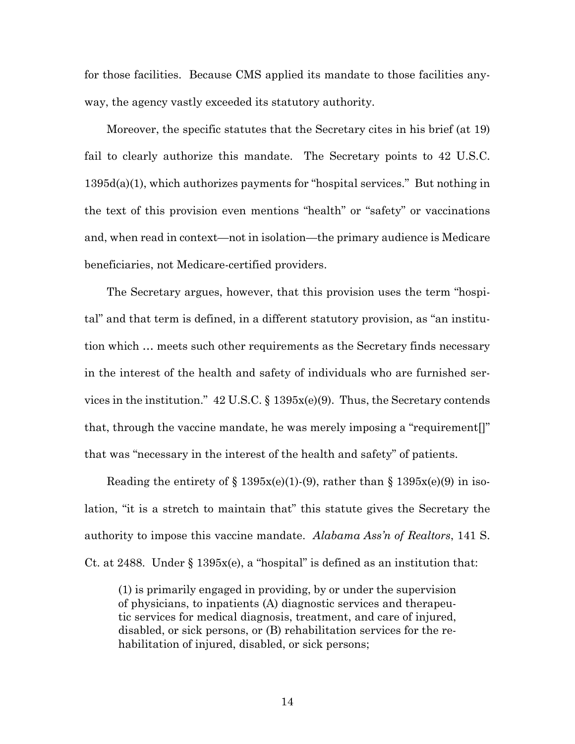for those facilities. Because CMS applied its mandate to those facilities anyway, the agency vastly exceeded its statutory authority.

Moreover, the specific statutes that the Secretary cites in his brief (at 19) fail to clearly authorize this mandate. The Secretary points to 42 U.S.C. 1395d(a)(1), which authorizes payments for "hospital services." But nothing in the text of this provision even mentions "health" or "safety" or vaccinations and, when read in context—not in isolation—the primary audience is Medicare beneficiaries, not Medicare-certified providers.

The Secretary argues, however, that this provision uses the term "hospital" and that term is defined, in a different statutory provision, as "an institution which … meets such other requirements as the Secretary finds necessary in the interest of the health and safety of individuals who are furnished services in the institution." 42 U.S.C. § 1395x(e)(9). Thus, the Secretary contends that, through the vaccine mandate, he was merely imposing a "requirement[]" that was "necessary in the interest of the health and safety" of patients.

Reading the entirety of § 1395x(e)(1)-(9), rather than § 1395x(e)(9) in isolation, "it is a stretch to maintain that" this statute gives the Secretary the authority to impose this vaccine mandate. *Alabama Ass'n of Realtors*, 141 S. Ct. at 2488. Under § 1395x(e), a "hospital" is defined as an institution that:

> (1) is primarily engaged in providing, by or under the supervision of physicians, to inpatients (A) diagnostic services and therapeutic services for medical diagnosis, treatment, and care of injured, disabled, or sick persons, or (B) rehabilitation services for the rehabilitation of injured, disabled, or sick persons;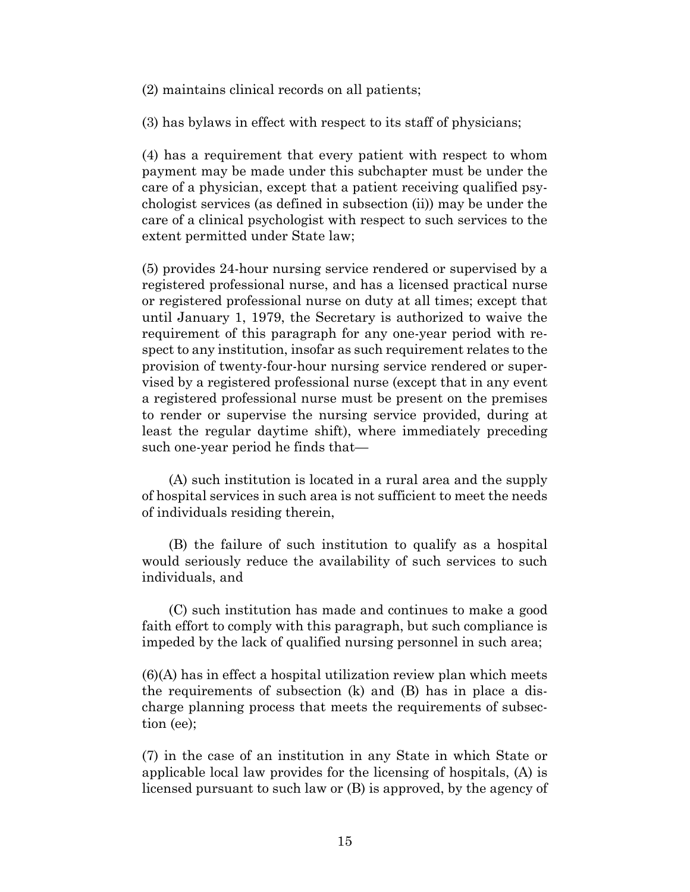(2) maintains clinical records on all patients;

(3) has bylaws in effect with respect to its staff of physicians;

(4) has a requirement that every patient with respect to whom payment may be made under this subchapter must be under the care of a physician, except that a patient receiving qualified psychologist services (as defined in subsection (ii)) may be under the care of a clinical psychologist with respect to such services to the extent permitted under State law;

(5) provides 24-hour nursing service rendered or supervised by a registered professional nurse, and has a licensed practical nurse or registered professional nurse on duty at all times; except that until January 1, 1979, the Secretary is authorized to waive the requirement of this paragraph for any one-year period with respect to any institution, insofar as such requirement relates to the provision of twenty-four-hour nursing service rendered or supervised by a registered professional nurse (except that in any event a registered professional nurse must be present on the premises to render or supervise the nursing service provided, during at least the regular daytime shift), where immediately preceding such one-year period he finds that—

(A) such institution is located in a rural area and the supply of hospital services in such area is not sufficient to meet the needs of individuals residing therein,

(B) the failure of such institution to qualify as a hospital would seriously reduce the availability of such services to such individuals, and

(C) such institution has made and continues to make a good faith effort to comply with this paragraph, but such compliance is impeded by the lack of qualified nursing personnel in such area;

(6)(A) has in effect a hospital utilization review plan which meets the requirements of subsection (k) and (B) has in place a discharge planning process that meets the requirements of subsection (ee);

(7) in the case of an institution in any State in which State or applicable local law provides for the licensing of hospitals, (A) is licensed pursuant to such law or (B) is approved, by the agency of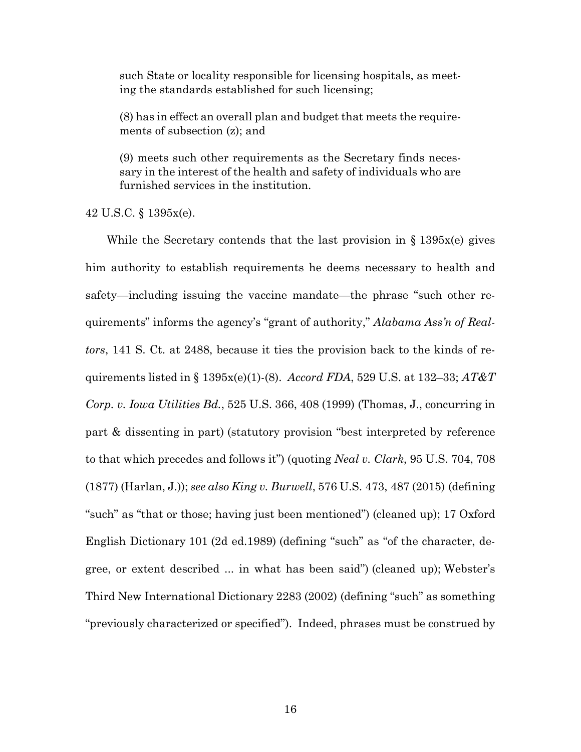> such State or locality responsible for licensing hospitals, as meeting the standards established for such licensing;
>
> (8) has in effect an overall plan and budget that meets the requirements of subsection (z); and
>
> (9) meets such other requirements as the Secretary finds necessary in the interest of the health and safety of individuals who are furnished services in the institution.

42 U.S.C. § 1395x(e).

While the Secretary contends that the last provision in § 1395x(e) gives him authority to establish requirements he deems necessary to health and safety—including issuing the vaccine mandate—the phrase "such other requirements" informs the agency's "grant of authority," *Alabama Ass'n of Realtors*, 141 S. Ct. at 2488, because it ties the provision back to the kinds of requirements listed in § 1395x(e)(1)-(8). *Accord FDA*, 529 U.S. at 132–33; *AT&T Corp. v. Iowa Utilities Bd.*, 525 U.S. 366, 408 (1999) (Thomas, J., concurring in part & dissenting in part) (statutory provision "best interpreted by reference to that which precedes and follows it") (quoting *Neal v. Clark*, 95 U.S. 704, 708 (1877) (Harlan, J.)); *see also King v. Burwell*, 576 U.S. 473, 487 (2015) (defining "such" as "that or those; having just been mentioned") (cleaned up); 17 Oxford English Dictionary 101 (2d ed.1989) (defining "such" as "of the character, degree, or extent described ... in what has been said") (cleaned up); Webster's Third New International Dictionary 2283 (2002) (defining "such" as something "previously characterized or specified"). Indeed, phrases must be construed by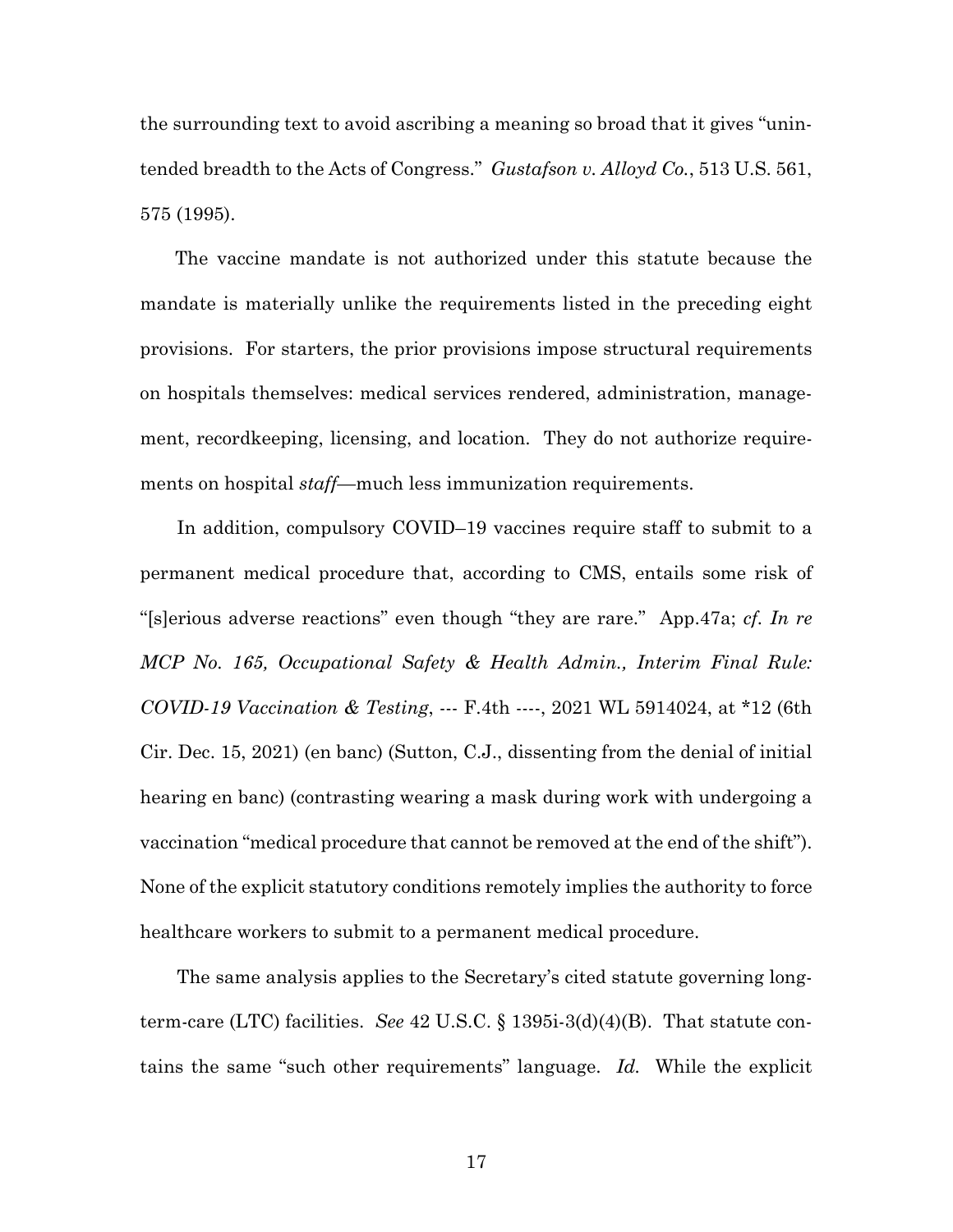the surrounding text to avoid ascribing a meaning so broad that it gives "unintended breadth to the Acts of Congress." *Gustafson v. Alloyd Co.*, 513 U.S. 561, 575 (1995).

The vaccine mandate is not authorized under this statute because the mandate is materially unlike the requirements listed in the preceding eight provisions. For starters, the prior provisions impose structural requirements on hospitals themselves: medical services rendered, administration, management, recordkeeping, licensing, and location. They do not authorize requirements on hospital *staff*—much less immunization requirements.

In addition, compulsory COVID–19 vaccines require staff to submit to a permanent medical procedure that, according to CMS, entails some risk of "[s]erious adverse reactions" even though "they are rare." App.47a; *cf. In re MCP No. 165, Occupational Safety & Health Admin., Interim Final Rule: COVID-19 Vaccination & Testing*, --- F.4th ----, 2021 WL 5914024, at *12 (6th Cir. Dec. 15, 2021) (en banc) (Sutton, C.J., dissenting from the denial of initial hearing en banc) (contrasting wearing a mask during work with undergoing a vaccination "medical procedure that cannot be removed at the end of the shift"). None of the explicit statutory conditions remotely implies the authority to force healthcare workers to submit to a permanent medical procedure.

The same analysis applies to the Secretary's cited statute governing long-term-care (LTC) facilities. *See* 42 U.S.C. § 1395i-3(d)(4)(B). That statute contains the same "such other requirements" language. *Id.* While the explicit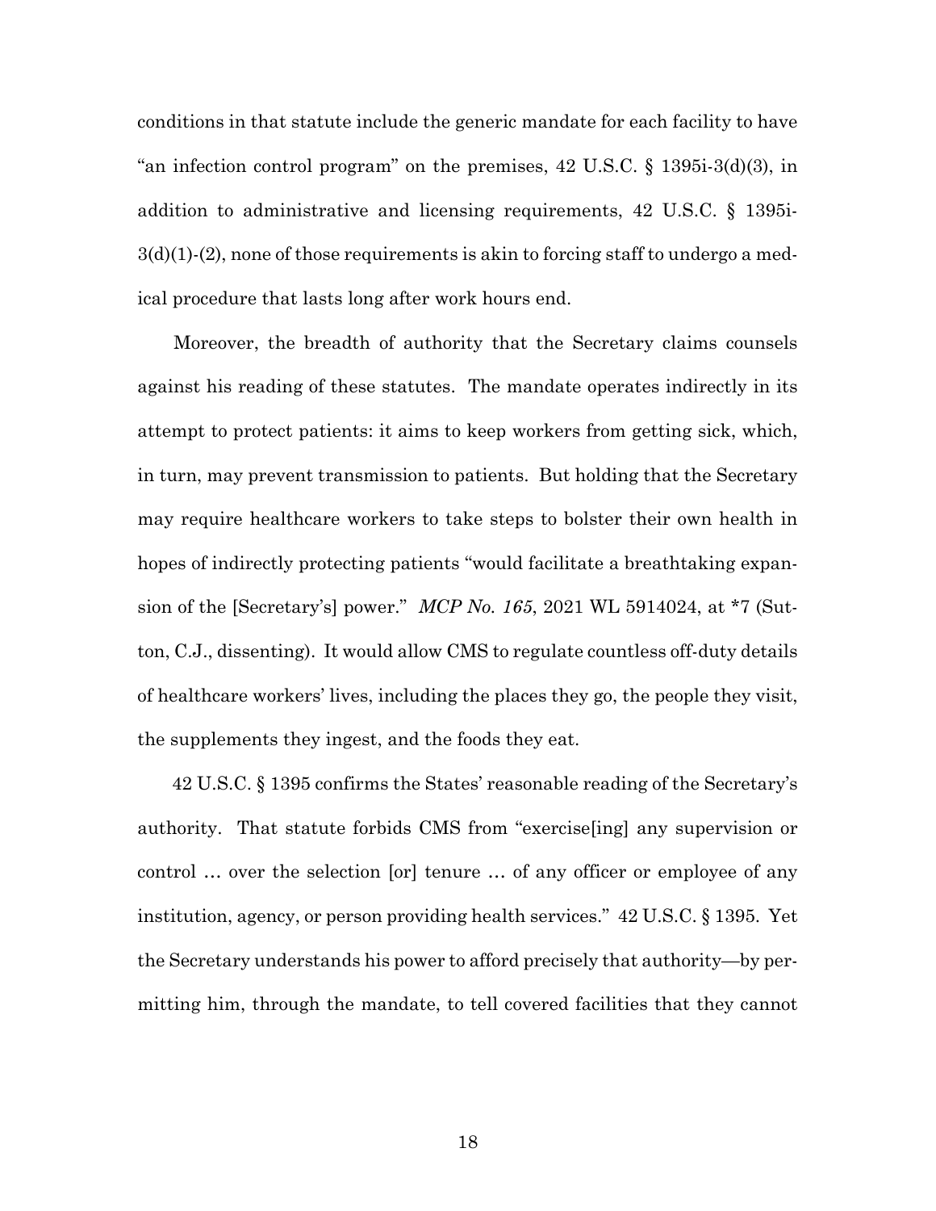conditions in that statute include the generic mandate for each facility to have "an infection control program" on the premises, 42 U.S.C. § 1395i-3(d)(3), in addition to administrative and licensing requirements, 42 U.S.C. § 1395i-3(d)(1)-(2), none of those requirements is akin to forcing staff to undergo a medical procedure that lasts long after work hours end.

Moreover, the breadth of authority that the Secretary claims counsels against his reading of these statutes. The mandate operates indirectly in its attempt to protect patients: it aims to keep workers from getting sick, which, in turn, may prevent transmission to patients. But holding that the Secretary may require healthcare workers to take steps to bolster their own health in hopes of indirectly protecting patients "would facilitate a breathtaking expansion of the [Secretary's] power." *MCP No. 165*, 2021 WL 5914024, at *7 (Sutton, C.J., dissenting). It would allow CMS to regulate countless off-duty details of healthcare workers' lives, including the places they go, the people they visit, the supplements they ingest, and the foods they eat.

42 U.S.C. § 1395 confirms the States' reasonable reading of the Secretary's authority. That statute forbids CMS from "exercise[ing] any supervision or control … over the selection [or] tenure … of any officer or employee of any institution, agency, or person providing health services." 42 U.S.C. § 1395. Yet the Secretary understands his power to afford precisely that authority—by permitting him, through the mandate, to tell covered facilities that they cannot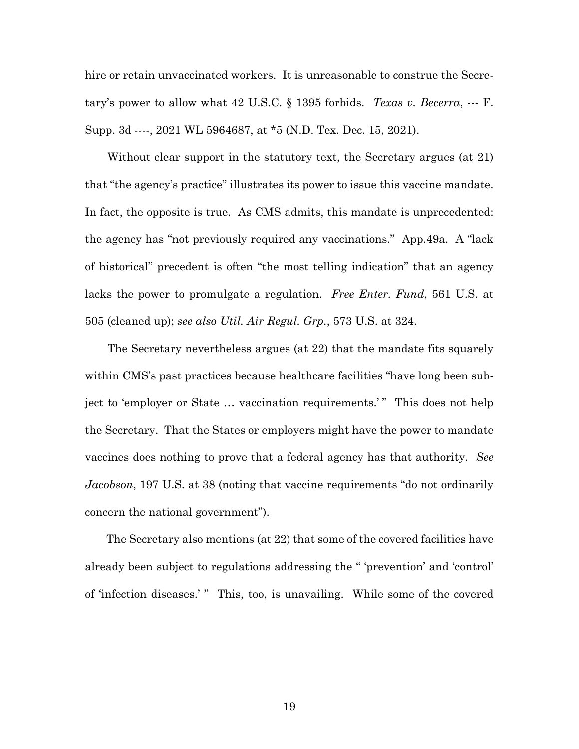hire or retain unvaccinated workers. It is unreasonable to construe the Secretary's power to allow what 42 U.S.C. § 1395 forbids. *Texas v. Becerra*, --- F. Supp. 3d ----, 2021 WL 5964687, at *5 (N.D. Tex. Dec. 15, 2021).

Without clear support in the statutory text, the Secretary argues (at 21) that "the agency's practice" illustrates its power to issue this vaccine mandate. In fact, the opposite is true. As CMS admits, this mandate is unprecedented: the agency has "not previously required any vaccinations." App.49a. A "lack of historical" precedent is often "the most telling indication" that an agency lacks the power to promulgate a regulation. *Free Enter. Fund*, 561 U.S. at 505 (cleaned up); *see also Util. Air Regul. Grp.*, 573 U.S. at 324.

The Secretary nevertheless argues (at 22) that the mandate fits squarely within CMS's past practices because healthcare facilities "have long been subject to 'employer or State … vaccination requirements.' " This does not help the Secretary. That the States or employers might have the power to mandate vaccines does nothing to prove that a federal agency has that authority. *See Jacobson*, 197 U.S. at 38 (noting that vaccine requirements "do not ordinarily concern the national government").

The Secretary also mentions (at 22) that some of the covered facilities have already been subject to regulations addressing the " 'prevention' and 'control' of 'infection diseases.' " This, too, is unavailing. While some of the covered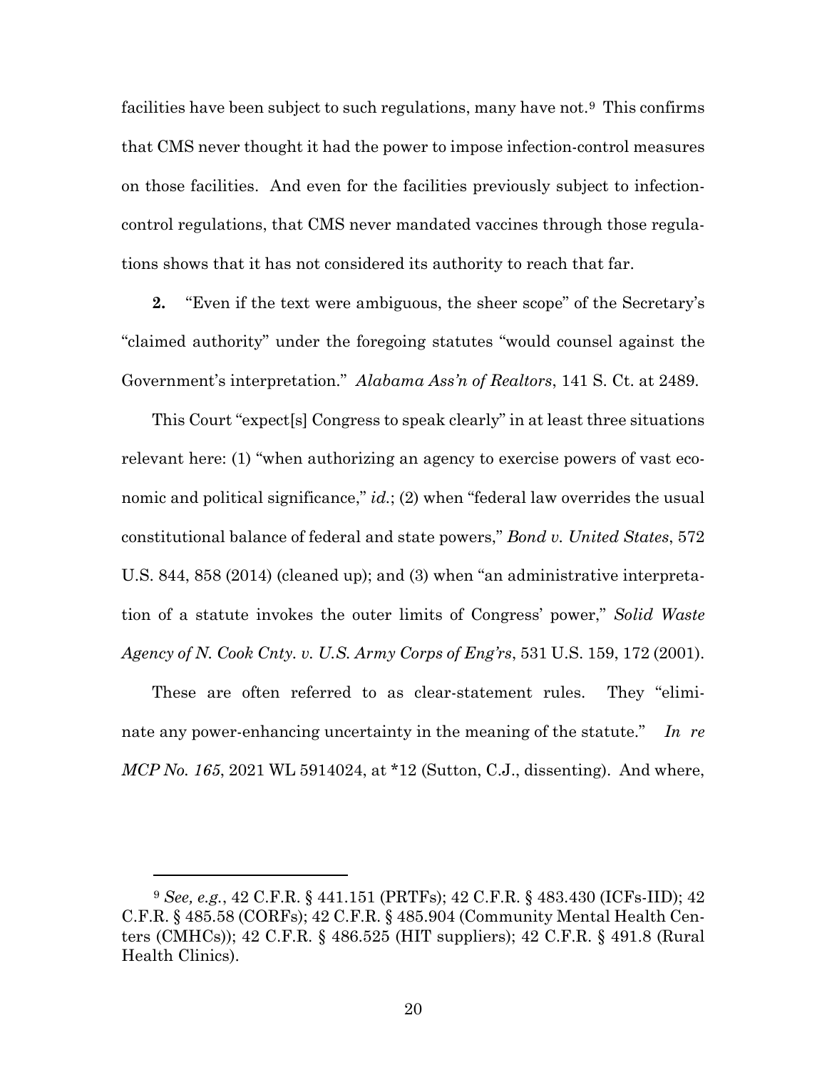facilities have been subject to such regulations, many have not.[9] This confirms that CMS never thought it had the power to impose infection-control measures on those facilities. And even for the facilities previously subject to infection-control regulations, that CMS never mandated vaccines through those regulations shows that it has not considered its authority to reach that far.

**2.** "Even if the text were ambiguous, the sheer scope" of the Secretary's "claimed authority" under the foregoing statutes "would counsel against the Government's interpretation." *Alabama Ass'n of Realtors*, 141 S. Ct. at 2489.

This Court "expect[s] Congress to speak clearly" in at least three situations relevant here: (1) "when authorizing an agency to exercise powers of vast economic and political significance," *id.*; (2) when "federal law overrides the usual constitutional balance of federal and state powers," *Bond v. United States*, 572 U.S. 844, 858 (2014) (cleaned up); and (3) when "an administrative interpretation of a statute invokes the outer limits of Congress' power," *Solid Waste Agency of N. Cook Cnty. v. U.S. Army Corps of Eng'rs*, 531 U.S. 159, 172 (2001).

These are often referred to as clear-statement rules. They "eliminate any power-enhancing uncertainty in the meaning of the statute." *In re MCP No. 165*, 2021 WL 5914024, at *12 (Sutton, C.J., dissenting). And where,

---

[9] *See, e.g.*, 42 C.F.R. § 441.151 (PRTFs); 42 C.F.R. § 483.430 (ICFs-IID); 42 C.F.R. § 485.58 (CORFs); 42 C.F.R. § 485.904 (Community Mental Health Centers (CMHCs)); 42 C.F.R. § 486.525 (HIT suppliers); 42 C.F.R. § 491.8 (Rural Health Clinics).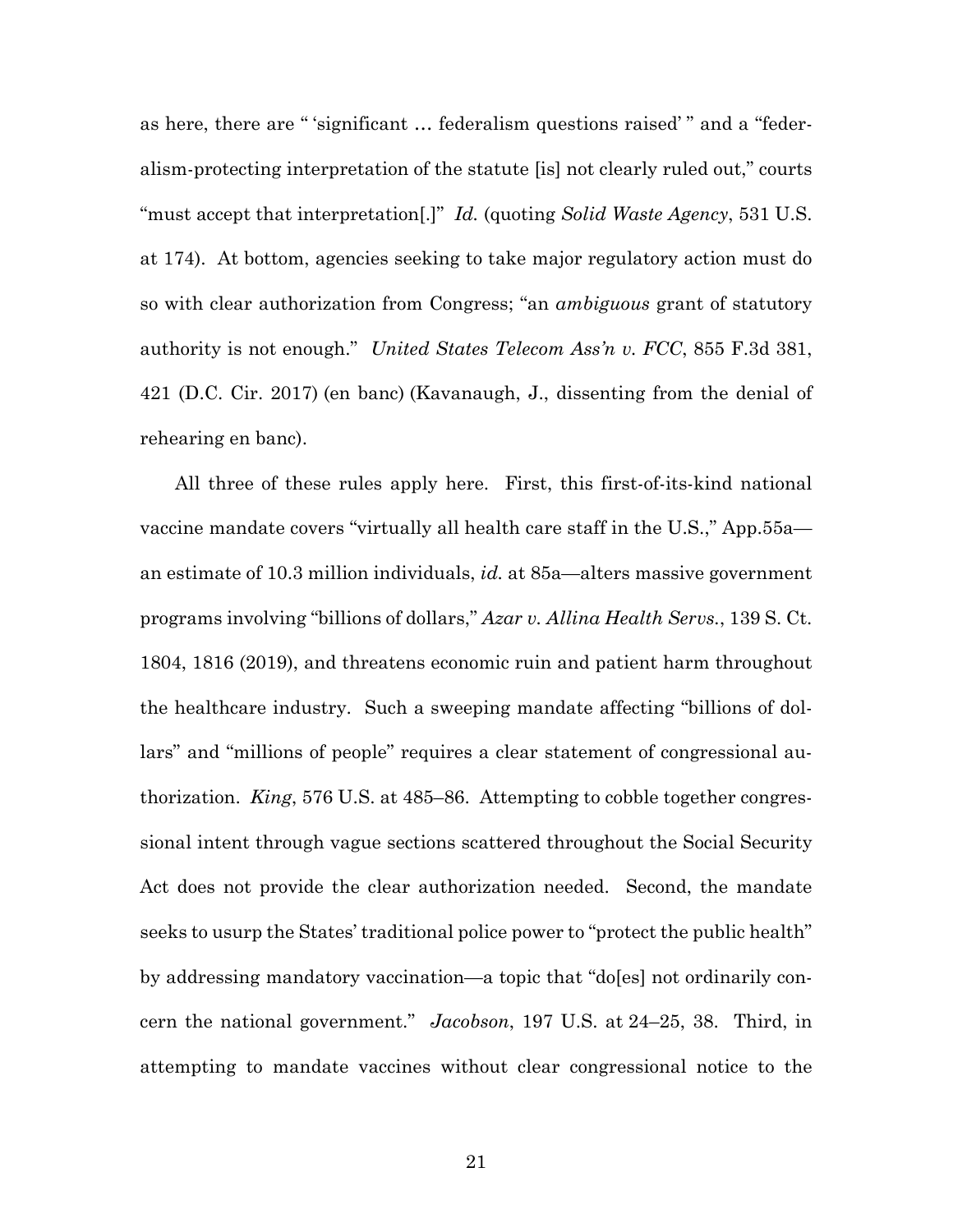as here, there are " 'significant … federalism questions raised' " and a "federalism-protecting interpretation of the statute [is] not clearly ruled out," courts "must accept that interpretation[.]" *Id.* (quoting *Solid Waste Agency*, 531 U.S. at 174). At bottom, agencies seeking to take major regulatory action must do so with clear authorization from Congress; "an *ambiguous* grant of statutory authority is not enough." *United States Telecom Ass'n v. FCC*, 855 F.3d 381, 421 (D.C. Cir. 2017) (en banc) (Kavanaugh, J., dissenting from the denial of rehearing en banc).

All three of these rules apply here. First, this first-of-its-kind national vaccine mandate covers "virtually all health care staff in the U.S.," App.55a—an estimate of 10.3 million individuals, *id.* at 85a—alters massive government programs involving "billions of dollars," *Azar v. Allina Health Servs.*, 139 S. Ct. 1804, 1816 (2019), and threatens economic ruin and patient harm throughout the healthcare industry. Such a sweeping mandate affecting "billions of dollars" and "millions of people" requires a clear statement of congressional authorization. *King*, 576 U.S. at 485–86. Attempting to cobble together congressional intent through vague sections scattered throughout the Social Security Act does not provide the clear authorization needed. Second, the mandate seeks to usurp the States' traditional police power to "protect the public health" by addressing mandatory vaccination—a topic that "do[es] not ordinarily concern the national government." *Jacobson*, 197 U.S. at 24–25, 38. Third, in attempting to mandate vaccines without clear congressional notice to the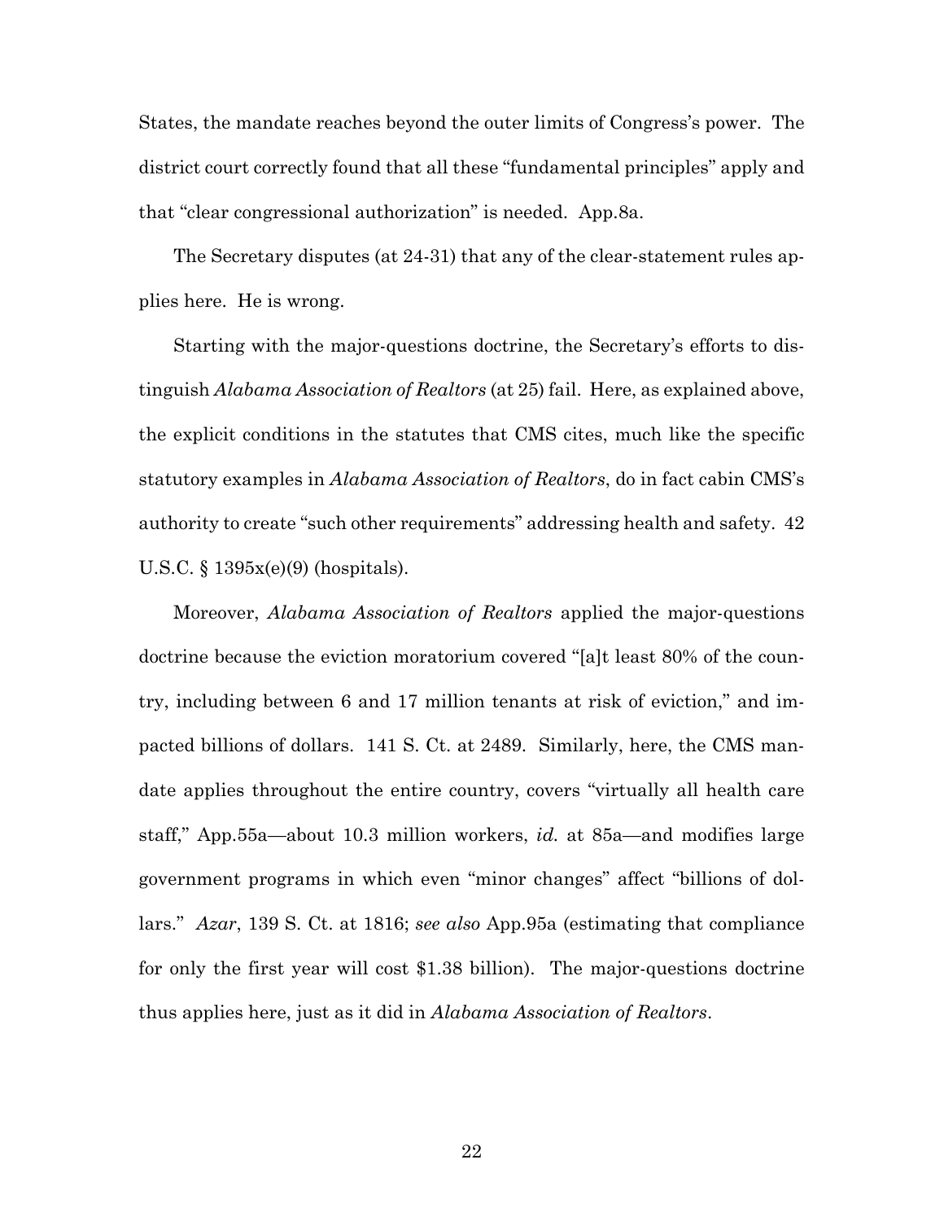States, the mandate reaches beyond the outer limits of Congress's power. The district court correctly found that all these "fundamental principles" apply and that "clear congressional authorization" is needed. App.8a.

The Secretary disputes (at 24-31) that any of the clear-statement rules applies here. He is wrong.

Starting with the major-questions doctrine, the Secretary's efforts to distinguish *Alabama Association of Realtors* (at 25) fail. Here, as explained above, the explicit conditions in the statutes that CMS cites, much like the specific statutory examples in *Alabama Association of Realtors*, do in fact cabin CMS's authority to create "such other requirements" addressing health and safety. 42 U.S.C. § 1395x(e)(9) (hospitals).

Moreover, *Alabama Association of Realtors* applied the major-questions doctrine because the eviction moratorium covered "[a]t least 80% of the country, including between 6 and 17 million tenants at risk of eviction," and impacted billions of dollars. 141 S. Ct. at 2489. Similarly, here, the CMS mandate applies throughout the entire country, covers "virtually all health care staff," App.55a—about 10.3 million workers, *id.* at 85a—and modifies large government programs in which even "minor changes" affect "billions of dollars." *Azar*, 139 S. Ct. at 1816; *see also* App.95a (estimating that compliance for only the first year will cost $1.38 billion). The major-questions doctrine thus applies here, just as it did in *Alabama Association of Realtors*.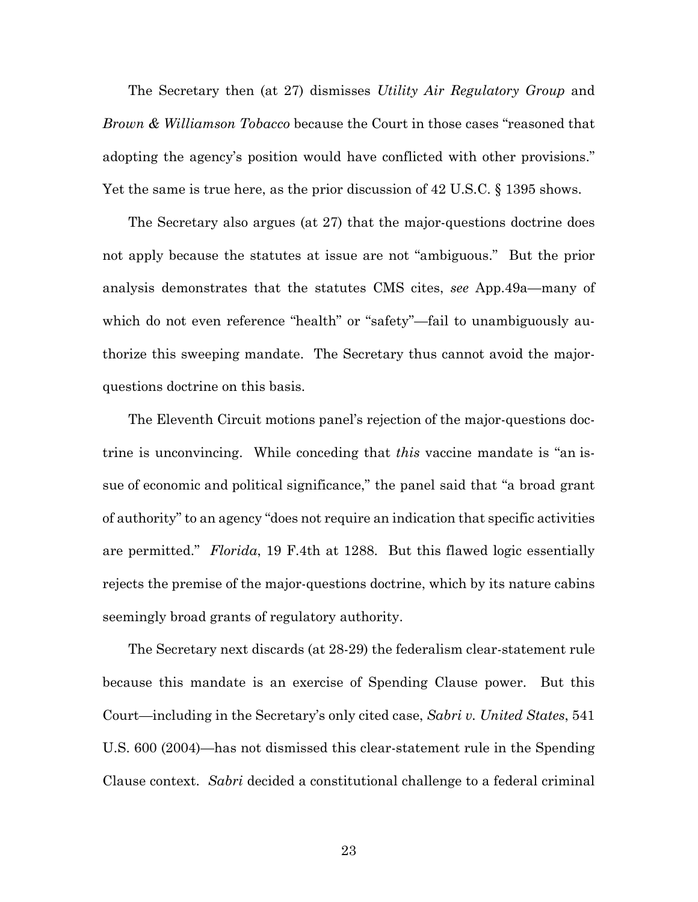The Secretary then (at 27) dismisses *Utility Air Regulatory Group* and *Brown & Williamson Tobacco* because the Court in those cases "reasoned that adopting the agency's position would have conflicted with other provisions." Yet the same is true here, as the prior discussion of 42 U.S.C. § 1395 shows.

The Secretary also argues (at 27) that the major-questions doctrine does not apply because the statutes at issue are not "ambiguous." But the prior analysis demonstrates that the statutes CMS cites, *see* App.49a—many of which do not even reference "health" or "safety"—fail to unambiguously authorize this sweeping mandate. The Secretary thus cannot avoid the major-questions doctrine on this basis.

The Eleventh Circuit motions panel's rejection of the major-questions doctrine is unconvincing. While conceding that *this* vaccine mandate is "an issue of economic and political significance," the panel said that "a broad grant of authority" to an agency "does not require an indication that specific activities are permitted." *Florida*, 19 F.4th at 1288. But this flawed logic essentially rejects the premise of the major-questions doctrine, which by its nature cabins seemingly broad grants of regulatory authority.

The Secretary next discards (at 28-29) the federalism clear-statement rule because this mandate is an exercise of Spending Clause power. But this Court—including in the Secretary's only cited case, *Sabri v. United States*, 541 U.S. 600 (2004)—has not dismissed this clear-statement rule in the Spending Clause context. *Sabri* decided a constitutional challenge to a federal criminal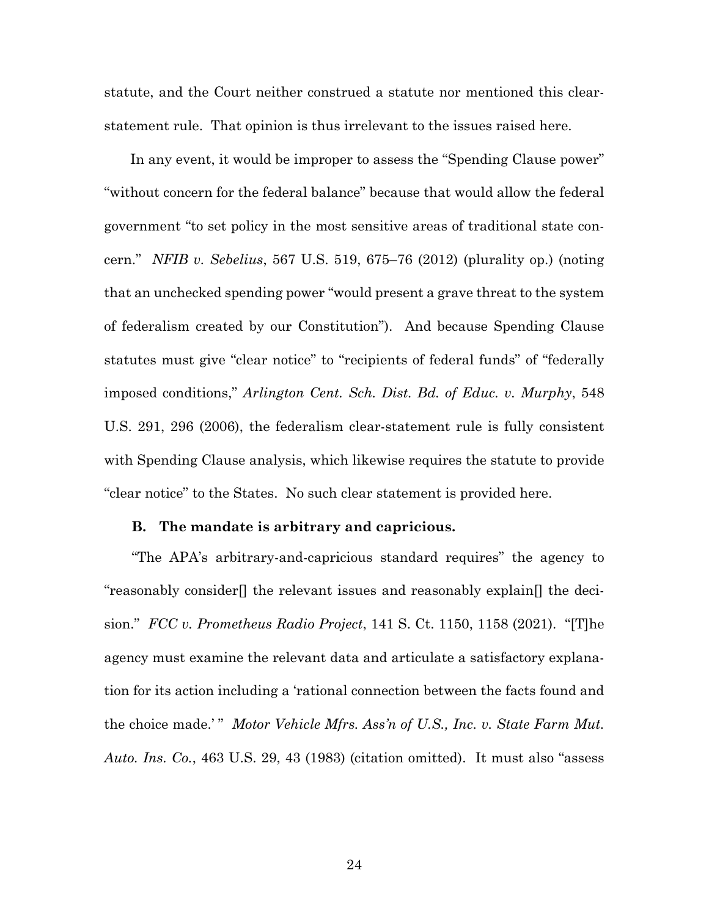statute, and the Court neither construed a statute nor mentioned this clear-statement rule. That opinion is thus irrelevant to the issues raised here.

In any event, it would be improper to assess the "Spending Clause power" "without concern for the federal balance" because that would allow the federal government "to set policy in the most sensitive areas of traditional state concern." *NFIB v. Sebelius*, 567 U.S. 519, 675–76 (2012) (plurality op.) (noting that an unchecked spending power "would present a grave threat to the system of federalism created by our Constitution"). And because Spending Clause statutes must give "clear notice" to "recipients of federal funds" of "federally imposed conditions," *Arlington Cent. Sch. Dist. Bd. of Educ. v. Murphy*, 548 U.S. 291, 296 (2006), the federalism clear-statement rule is fully consistent with Spending Clause analysis, which likewise requires the statute to provide "clear notice" to the States. No such clear statement is provided here.

### B. The mandate is arbitrary and capricious.

"The APA's arbitrary-and-capricious standard requires" the agency to "reasonably consider[] the relevant issues and reasonably explain[] the decision." *FCC v. Prometheus Radio Project*, 141 S. Ct. 1150, 1158 (2021). "[T]he agency must examine the relevant data and articulate a satisfactory explanation for its action including a 'rational connection between the facts found and the choice made.'" *Motor Vehicle Mfrs. Ass'n of U.S., Inc. v. State Farm Mut. Auto. Ins. Co.*, 463 U.S. 29, 43 (1983) (citation omitted). It must also "assess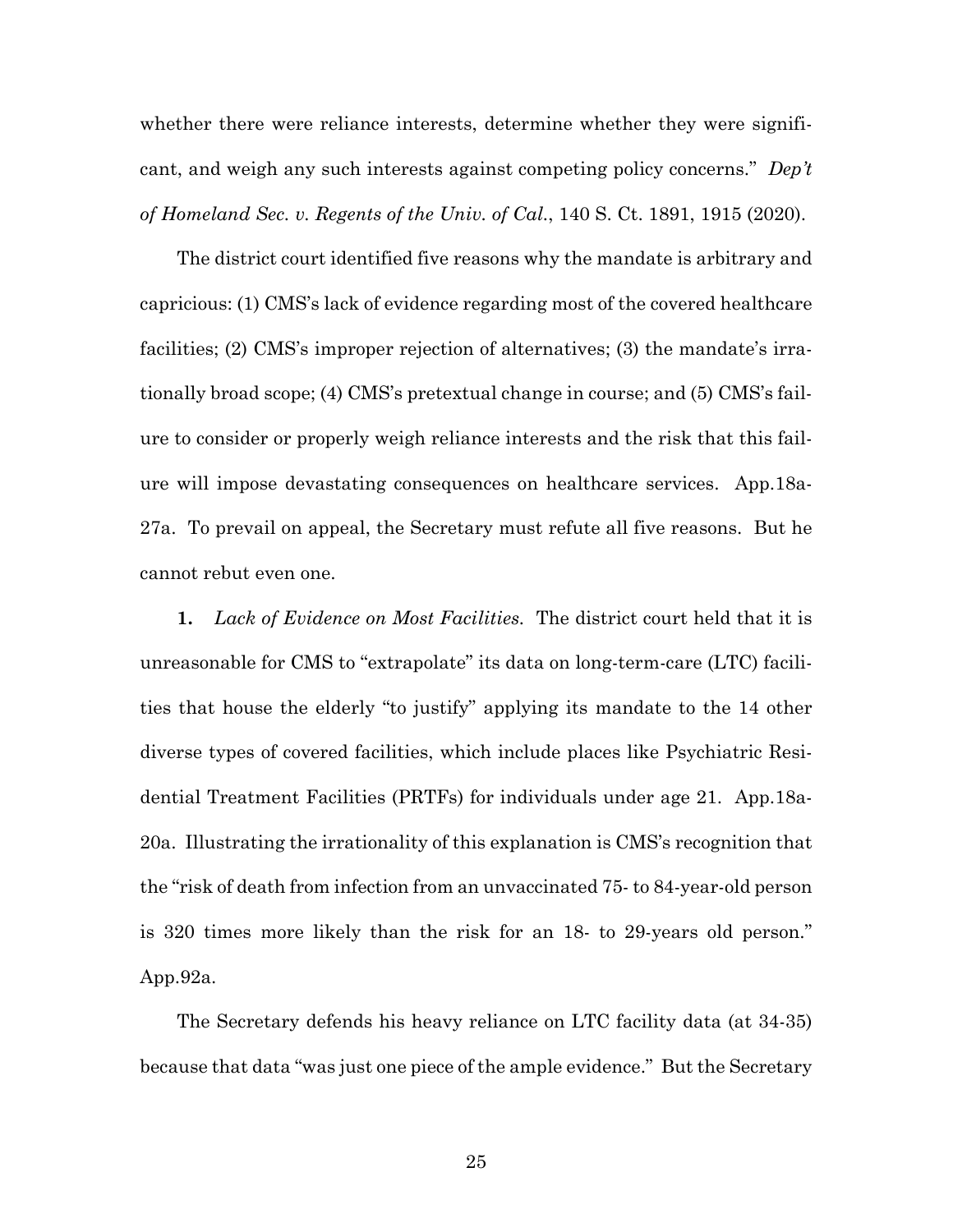whether there were reliance interests, determine whether they were significant, and weigh any such interests against competing policy concerns." *Dep't of Homeland Sec. v. Regents of the Univ. of Cal.*, 140 S. Ct. 1891, 1915 (2020).

The district court identified five reasons why the mandate is arbitrary and capricious: (1) CMS's lack of evidence regarding most of the covered healthcare facilities; (2) CMS's improper rejection of alternatives; (3) the mandate's irrationally broad scope; (4) CMS's pretextual change in course; and (5) CMS's failure to consider or properly weigh reliance interests and the risk that this failure will impose devastating consequences on healthcare services. App.18a-27a. To prevail on appeal, the Secretary must refute all five reasons. But he cannot rebut even one.

**1.** *Lack of Evidence on Most Facilities.* The district court held that it is unreasonable for CMS to "extrapolate" its data on long-term-care (LTC) facilities that house the elderly "to justify" applying its mandate to the 14 other diverse types of covered facilities, which include places like Psychiatric Residential Treatment Facilities (PRTFs) for individuals under age 21. App.18a-20a. Illustrating the irrationality of this explanation is CMS's recognition that the "risk of death from infection from an unvaccinated 75- to 84-year-old person is 320 times more likely than the risk for an 18- to 29-years old person." App.92a.

The Secretary defends his heavy reliance on LTC facility data (at 34-35) because that data "was just one piece of the ample evidence." But the Secretary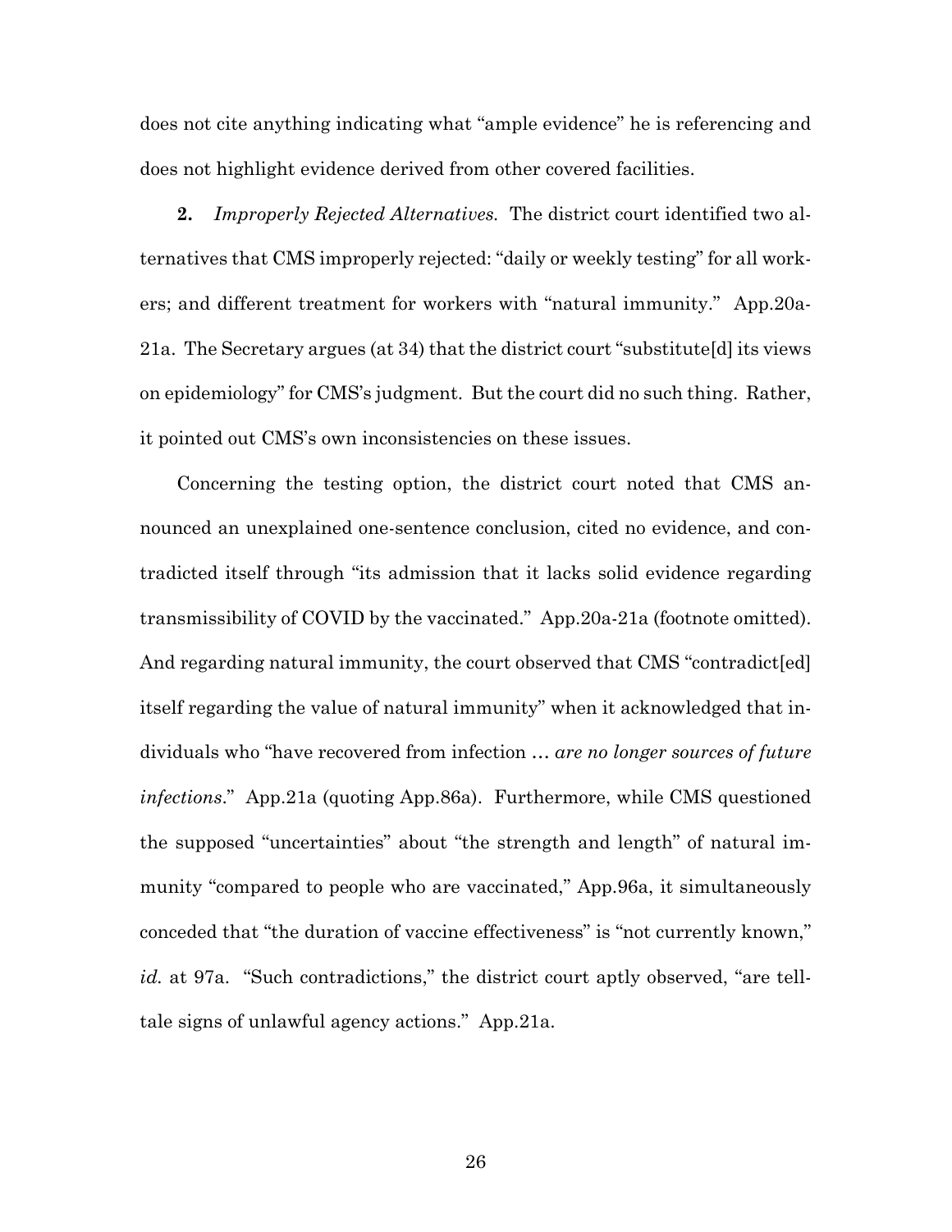does not cite anything indicating what "ample evidence" he is referencing and does not highlight evidence derived from other covered facilities.

**2.** *Improperly Rejected Alternatives.* The district court identified two alternatives that CMS improperly rejected: "daily or weekly testing" for all workers; and different treatment for workers with "natural immunity." App.20a-21a. The Secretary argues (at 34) that the district court "substitute[d] its views on epidemiology" for CMS's judgment. But the court did no such thing. Rather, it pointed out CMS's own inconsistencies on these issues.

Concerning the testing option, the district court noted that CMS announced an unexplained one-sentence conclusion, cited no evidence, and contradicted itself through "its admission that it lacks solid evidence regarding transmissibility of COVID by the vaccinated." App.20a-21a (footnote omitted). And regarding natural immunity, the court observed that CMS "contradict[ed] itself regarding the value of natural immunity" when it acknowledged that individuals who "have recovered from infection … *are no longer sources of future infections*." App.21a (quoting App.86a). Furthermore, while CMS questioned the supposed "uncertainties" about "the strength and length" of natural immunity "compared to people who are vaccinated," App.96a, it simultaneously conceded that "the duration of vaccine effectiveness" is "not currently known," *id.* at 97a. "Such contradictions," the district court aptly observed, "are telltale signs of unlawful agency actions." App.21a.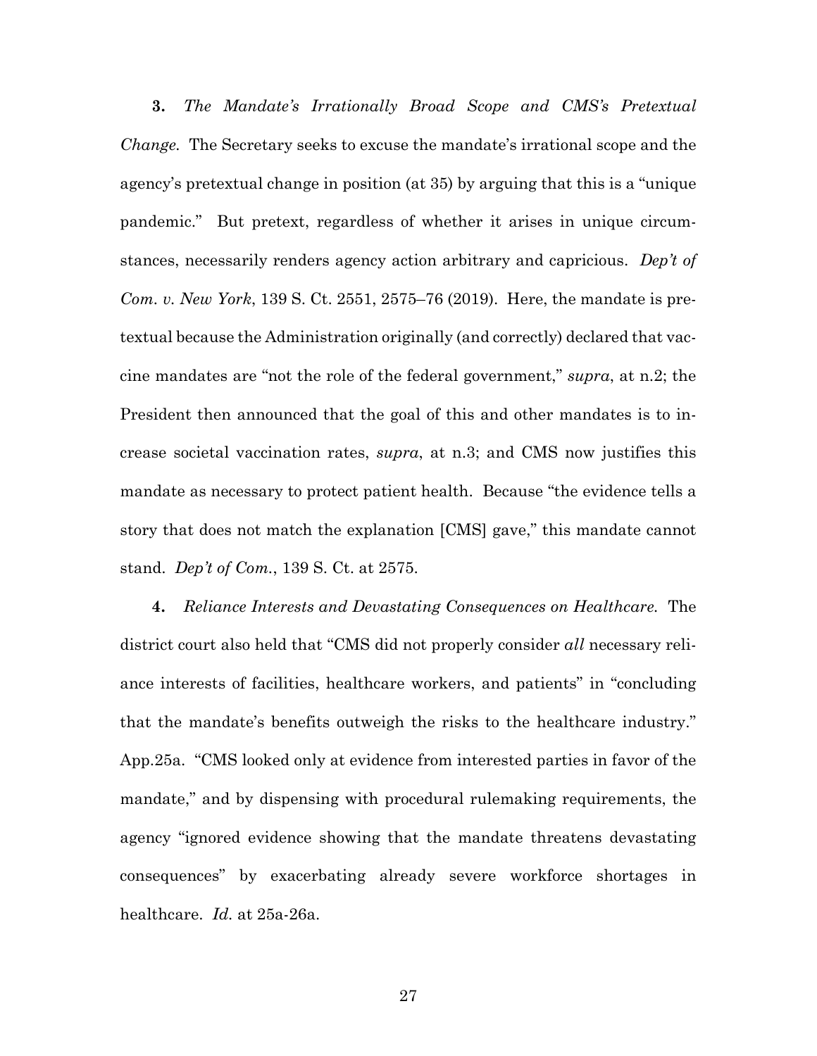**3.** *The Mandate's Irrationally Broad Scope and CMS's Pretextual Change.* The Secretary seeks to excuse the mandate's irrational scope and the agency's pretextual change in position (at 35) by arguing that this is a "unique pandemic." But pretext, regardless of whether it arises in unique circumstances, necessarily renders agency action arbitrary and capricious. *Dep't of Com. v. New York*, 139 S. Ct. 2551, 2575–76 (2019). Here, the mandate is pretextual because the Administration originally (and correctly) declared that vaccine mandates are "not the role of the federal government," *supra*, at n.2; the President then announced that the goal of this and other mandates is to increase societal vaccination rates, *supra*, at n.3; and CMS now justifies this mandate as necessary to protect patient health. Because "the evidence tells a story that does not match the explanation [CMS] gave," this mandate cannot stand. *Dep't of Com.*, 139 S. Ct. at 2575.

**4.** *Reliance Interests and Devastating Consequences on Healthcare.* The district court also held that "CMS did not properly consider *all* necessary reliance interests of facilities, healthcare workers, and patients" in "concluding that the mandate's benefits outweigh the risks to the healthcare industry." App.25a. "CMS looked only at evidence from interested parties in favor of the mandate," and by dispensing with procedural rulemaking requirements, the agency "ignored evidence showing that the mandate threatens devastating consequences" by exacerbating already severe workforce shortages in healthcare. *Id.* at 25a-26a.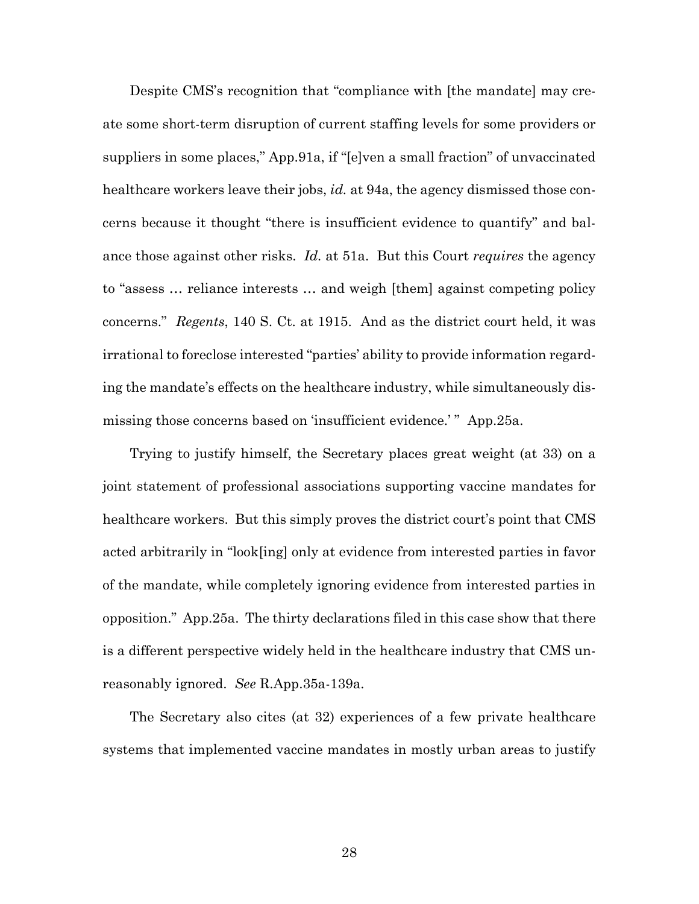Despite CMS's recognition that "compliance with [the mandate] may create some short-term disruption of current staffing levels for some providers or suppliers in some places," App.91a, if "[e]ven a small fraction" of unvaccinated healthcare workers leave their jobs, *id.* at 94a, the agency dismissed those concerns because it thought "there is insufficient evidence to quantify" and balance those against other risks. *Id.* at 51a. But this Court *requires* the agency to "assess … reliance interests … and weigh [them] against competing policy concerns." *Regents*, 140 S. Ct. at 1915. And as the district court held, it was irrational to foreclose interested "parties' ability to provide information regarding the mandate's effects on the healthcare industry, while simultaneously dismissing those concerns based on 'insufficient evidence.' " App.25a.

Trying to justify himself, the Secretary places great weight (at 33) on a joint statement of professional associations supporting vaccine mandates for healthcare workers. But this simply proves the district court's point that CMS acted arbitrarily in "look[ing] only at evidence from interested parties in favor of the mandate, while completely ignoring evidence from interested parties in opposition." App.25a. The thirty declarations filed in this case show that there is a different perspective widely held in the healthcare industry that CMS unreasonably ignored. *See* R.App.35a-139a.

The Secretary also cites (at 32) experiences of a few private healthcare systems that implemented vaccine mandates in mostly urban areas to justify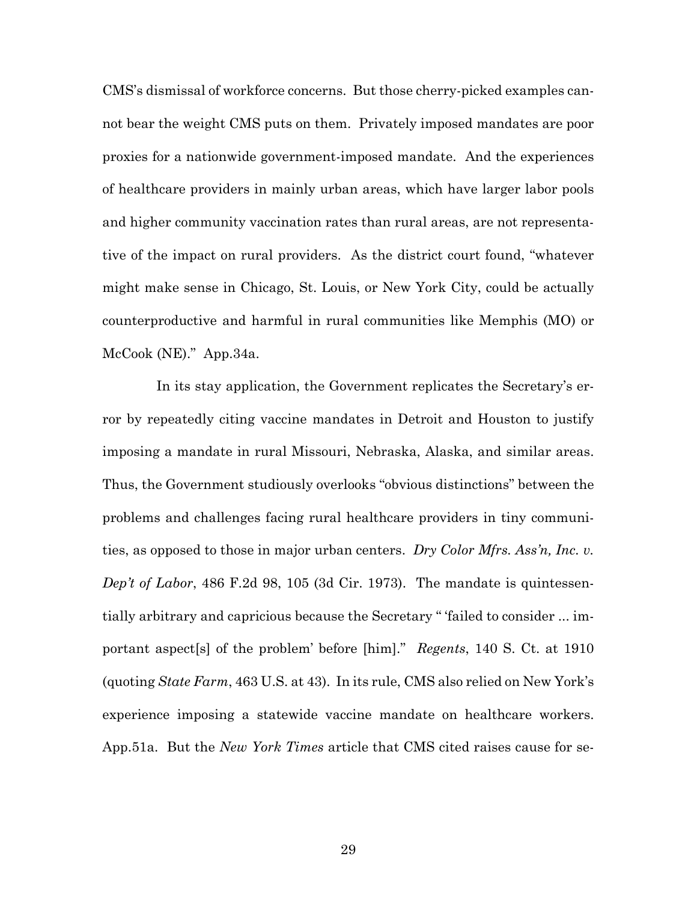CMS's dismissal of workforce concerns. But those cherry-picked examples cannot bear the weight CMS puts on them. Privately imposed mandates are poor proxies for a nationwide government-imposed mandate. And the experiences of healthcare providers in mainly urban areas, which have larger labor pools and higher community vaccination rates than rural areas, are not representative of the impact on rural providers. As the district court found, "whatever might make sense in Chicago, St. Louis, or New York City, could be actually counterproductive and harmful in rural communities like Memphis (MO) or McCook (NE)." App.34a.

In its stay application, the Government replicates the Secretary's error by repeatedly citing vaccine mandates in Detroit and Houston to justify imposing a mandate in rural Missouri, Nebraska, Alaska, and similar areas. Thus, the Government studiously overlooks "obvious distinctions" between the problems and challenges facing rural healthcare providers in tiny communities, as opposed to those in major urban centers. *Dry Color Mfrs. Ass'n, Inc. v. Dep't of Labor*, 486 F.2d 98, 105 (3d Cir. 1973). The mandate is quintessentially arbitrary and capricious because the Secretary " 'failed to consider ... important aspect[s] of the problem' before [him]." *Regents*, 140 S. Ct. at 1910 (quoting *State Farm*, 463 U.S. at 43). In its rule, CMS also relied on New York's experience imposing a statewide vaccine mandate on healthcare workers. App.51a. But the *New York Times* article that CMS cited raises cause for se-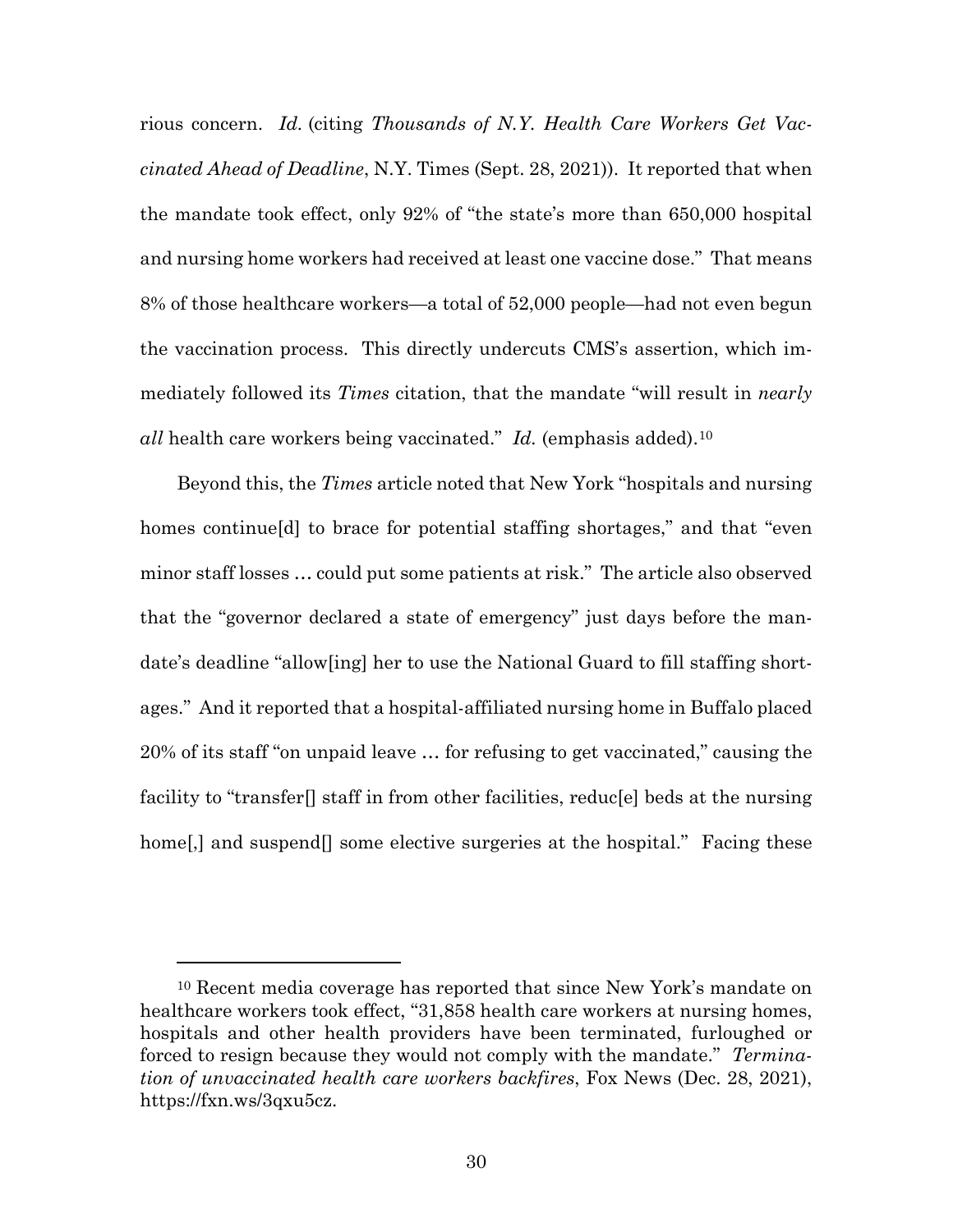rious concern. *Id.* (citing *Thousands of N.Y. Health Care Workers Get Vaccinated Ahead of Deadline*, N.Y. Times (Sept. 28, 2021)). It reported that when the mandate took effect, only 92% of "the state's more than 650,000 hospital and nursing home workers had received at least one vaccine dose." That means 8% of those healthcare workers—a total of 52,000 people—had not even begun the vaccination process. This directly undercuts CMS's assertion, which immediately followed its *Times* citation, that the mandate "will result in *nearly all* health care workers being vaccinated." *Id.* (emphasis added).[10]

Beyond this, the *Times* article noted that New York "hospitals and nursing homes continue[d] to brace for potential staffing shortages," and that "even minor staff losses … could put some patients at risk." The article also observed that the "governor declared a state of emergency" just days before the mandate's deadline "allow[ing] her to use the National Guard to fill staffing shortages." And it reported that a hospital-affiliated nursing home in Buffalo placed 20% of its staff "on unpaid leave … for refusing to get vaccinated," causing the facility to "transfer[] staff in from other facilities, reduc[e] beds at the nursing home[,] and suspend[] some elective surgeries at the hospital." Facing these

---

[10] Recent media coverage has reported that since New York's mandate on healthcare workers took effect, "31,858 health care workers at nursing homes, hospitals and other health providers have been terminated, furloughed or forced to resign because they would not comply with the mandate." *Termination of unvaccinated health care workers backfires*, Fox News (Dec. 28, 2021), https://fxn.ws/3qxu5cz.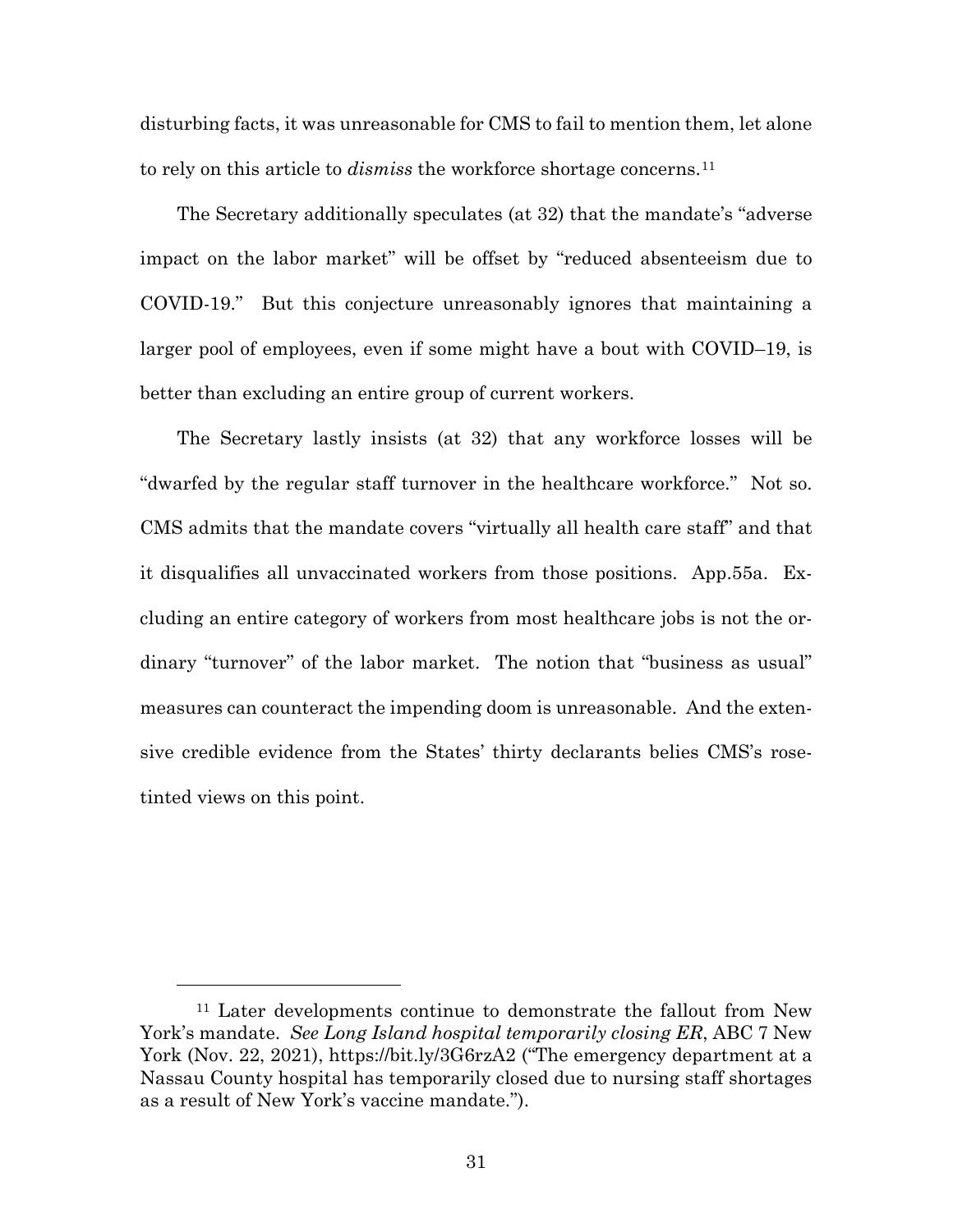disturbing facts, it was unreasonable for CMS to fail to mention them, let alone to rely on this article to *dismiss* the workforce shortage concerns.[11]

The Secretary additionally speculates (at 32) that the mandate's "adverse impact on the labor market" will be offset by "reduced absenteeism due to COVID-19." But this conjecture unreasonably ignores that maintaining a larger pool of employees, even if some might have a bout with COVID–19, is better than excluding an entire group of current workers.

The Secretary lastly insists (at 32) that any workforce losses will be "dwarfed by the regular staff turnover in the healthcare workforce." Not so. CMS admits that the mandate covers "virtually all health care staff" and that it disqualifies all unvaccinated workers from those positions. App.55a. Excluding an entire category of workers from most healthcare jobs is not the ordinary "turnover" of the labor market. The notion that "business as usual" measures can counteract the impending doom is unreasonable. And the extensive credible evidence from the States' thirty declarants belies CMS's rose-tinted views on this point.

---

[11] Later developments continue to demonstrate the fallout from New York's mandate. *See Long Island hospital temporarily closing ER*, ABC 7 New York (Nov. 22, 2021), https://bit.ly/3G6rzA2 ("The emergency department at a Nassau County hospital has temporarily closed due to nursing staff shortages as a result of New York's vaccine mandate.").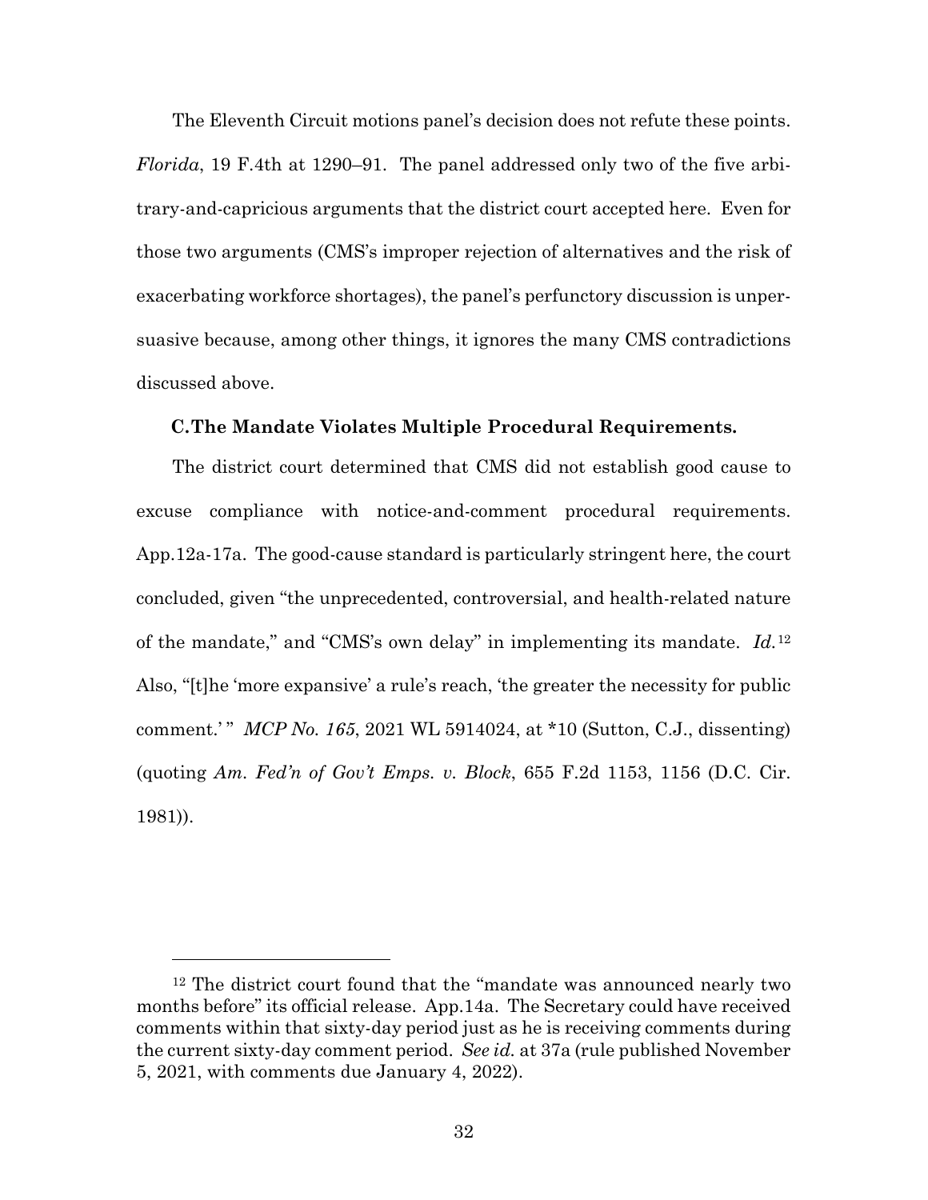The Eleventh Circuit motions panel's decision does not refute these points. *Florida*, 19 F.4th at 1290–91. The panel addressed only two of the five arbitrary-and-capricious arguments that the district court accepted here. Even for those two arguments (CMS's improper rejection of alternatives and the risk of exacerbating workforce shortages), the panel's perfunctory discussion is unpersuasive because, among other things, it ignores the many CMS contradictions discussed above.

### C. The Mandate Violates Multiple Procedural Requirements.

The district court determined that CMS did not establish good cause to excuse compliance with notice-and-comment procedural requirements. App.12a-17a. The good-cause standard is particularly stringent here, the court concluded, given "the unprecedented, controversial, and health-related nature of the mandate," and "CMS's own delay" in implementing its mandate. *Id.*[12] Also, "[t]he 'more expansive' a rule's reach, 'the greater the necessity for public comment.' " *MCP No. 165*, 2021 WL 5914024, at *10 (Sutton, C.J., dissenting) (quoting *Am. Fed'n of Gov't Emps. v. Block*, 655 F.2d 1153, 1156 (D.C. Cir. 1981)).

---

[12] The district court found that the "mandate was announced nearly two months before" its official release. App.14a. The Secretary could have received comments within that sixty-day period just as he is receiving comments during the current sixty-day comment period. *See id.* at 37a (rule published November 5, 2021, with comments due January 4, 2022).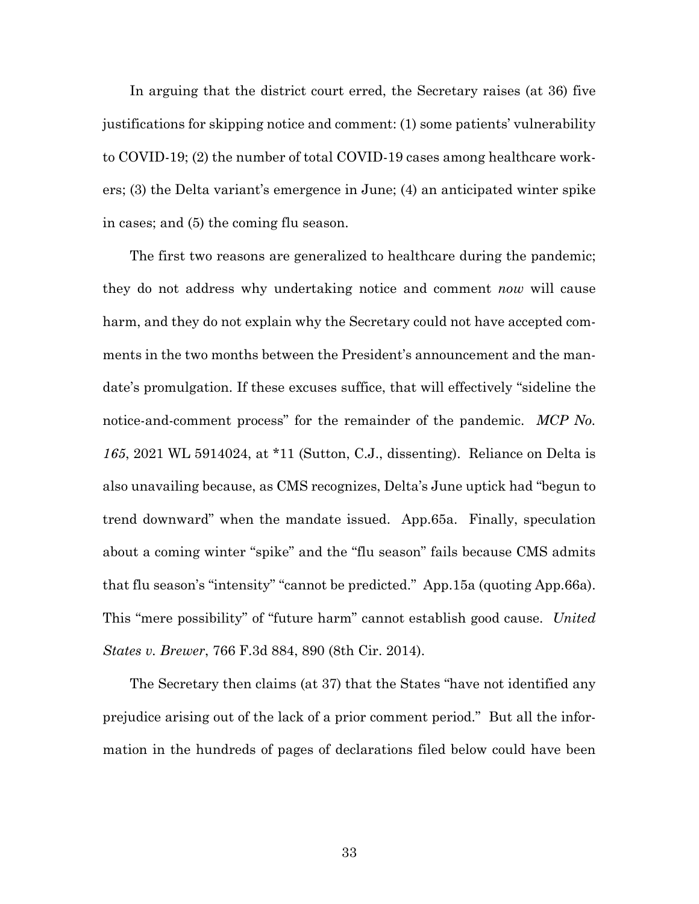In arguing that the district court erred, the Secretary raises (at 36) five justifications for skipping notice and comment: (1) some patients' vulnerability to COVID-19; (2) the number of total COVID-19 cases among healthcare workers; (3) the Delta variant's emergence in June; (4) an anticipated winter spike in cases; and (5) the coming flu season.

The first two reasons are generalized to healthcare during the pandemic; they do not address why undertaking notice and comment *now* will cause harm, and they do not explain why the Secretary could not have accepted comments in the two months between the President's announcement and the mandate's promulgation. If these excuses suffice, that will effectively "sideline the notice-and-comment process" for the remainder of the pandemic. *MCP No. 165*, 2021 WL 5914024, at *11 (Sutton, C.J., dissenting). Reliance on Delta is also unavailing because, as CMS recognizes, Delta's June uptick had "begun to trend downward" when the mandate issued. App.65a. Finally, speculation about a coming winter "spike" and the "flu season" fails because CMS admits that flu season's "intensity" "cannot be predicted." App.15a (quoting App.66a). This "mere possibility" of "future harm" cannot establish good cause. *United States v. Brewer*, 766 F.3d 884, 890 (8th Cir. 2014).

The Secretary then claims (at 37) that the States "have not identified any prejudice arising out of the lack of a prior comment period." But all the information in the hundreds of pages of declarations filed below could have been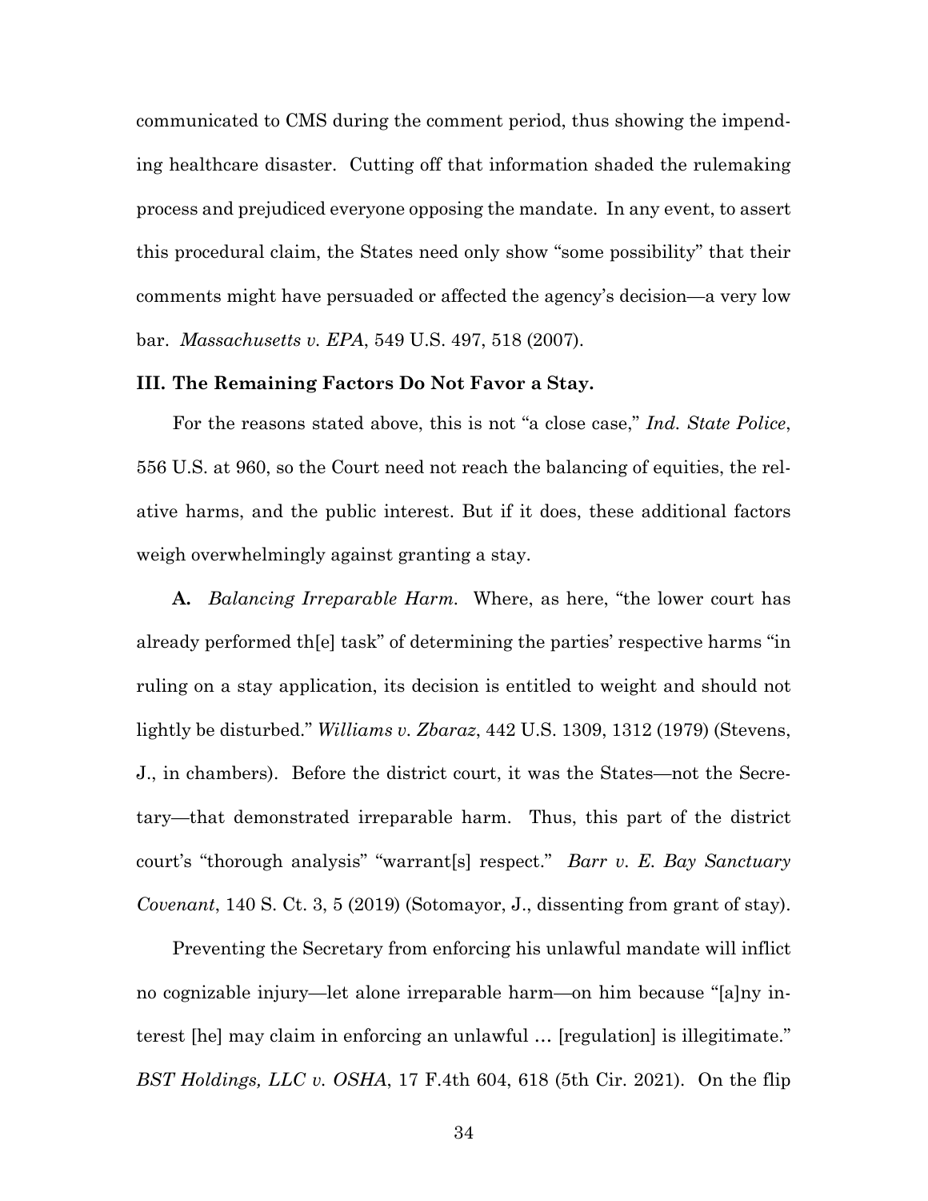communicated to CMS during the comment period, thus showing the impending healthcare disaster. Cutting off that information shaded the rulemaking process and prejudiced everyone opposing the mandate. In any event, to assert this procedural claim, the States need only show "some possibility" that their comments might have persuaded or affected the agency's decision—a very low bar. *Massachusetts v. EPA*, 549 U.S. 497, 518 (2007).

### III. The Remaining Factors Do Not Favor a Stay.

For the reasons stated above, this is not "a close case," *Ind. State Police*, 556 U.S. at 960, so the Court need not reach the balancing of equities, the relative harms, and the public interest. But if it does, these additional factors weigh overwhelmingly against granting a stay.

**A.** *Balancing Irreparable Harm.* Where, as here, "the lower court has already performed th[e] task" of determining the parties' respective harms "in ruling on a stay application, its decision is entitled to weight and should not lightly be disturbed." *Williams v. Zbaraz*, 442 U.S. 1309, 1312 (1979) (Stevens, J., in chambers). Before the district court, it was the States—not the Secretary—that demonstrated irreparable harm. Thus, this part of the district court's "thorough analysis" "warrant[s] respect." *Barr v. E. Bay Sanctuary Covenant*, 140 S. Ct. 3, 5 (2019) (Sotomayor, J., dissenting from grant of stay).

Preventing the Secretary from enforcing his unlawful mandate will inflict no cognizable injury—let alone irreparable harm—on him because "[a]ny interest [he] may claim in enforcing an unlawful … [regulation] is illegitimate." *BST Holdings, LLC v. OSHA*, 17 F.4th 604, 618 (5th Cir. 2021). On the flip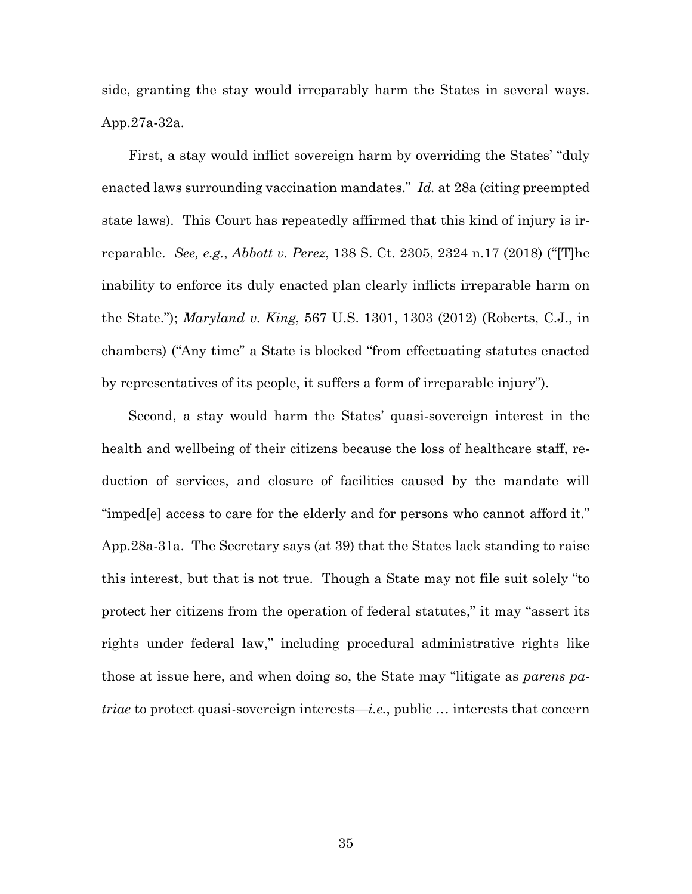side, granting the stay would irreparably harm the States in several ways. App.27a-32a.

First, a stay would inflict sovereign harm by overriding the States' "duly enacted laws surrounding vaccination mandates." *Id.* at 28a (citing preempted state laws). This Court has repeatedly affirmed that this kind of injury is irreparable. *See, e.g.*, *Abbott v. Perez*, 138 S. Ct. 2305, 2324 n.17 (2018) ("[T]he inability to enforce its duly enacted plan clearly inflicts irreparable harm on the State."); *Maryland v. King*, 567 U.S. 1301, 1303 (2012) (Roberts, C.J., in chambers) ("Any time" a State is blocked "from effectuating statutes enacted by representatives of its people, it suffers a form of irreparable injury").

Second, a stay would harm the States' quasi-sovereign interest in the health and wellbeing of their citizens because the loss of healthcare staff, reduction of services, and closure of facilities caused by the mandate will "imped[e] access to care for the elderly and for persons who cannot afford it." App.28a-31a. The Secretary says (at 39) that the States lack standing to raise this interest, but that is not true. Though a State may not file suit solely "to protect her citizens from the operation of federal statutes," it may "assert its rights under federal law," including procedural administrative rights like those at issue here, and when doing so, the State may "litigate as *parens patriae* to protect quasi-sovereign interests—*i.e.*, public … interests that concern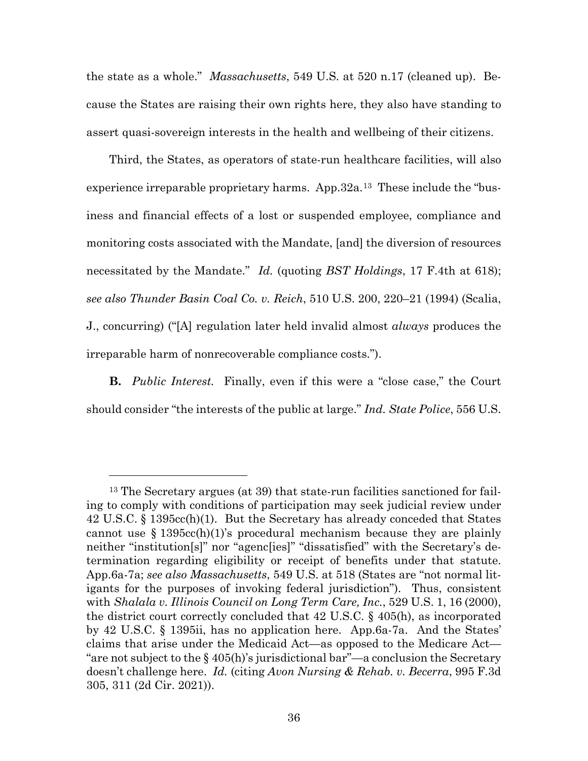the state as a whole." *Massachusetts*, 549 U.S. at 520 n.17 (cleaned up). Because the States are raising their own rights here, they also have standing to assert quasi-sovereign interests in the health and wellbeing of their citizens.

Third, the States, as operators of state-run healthcare facilities, will also experience irreparable proprietary harms. App.32a.[13] These include the "business and financial effects of a lost or suspended employee, compliance and monitoring costs associated with the Mandate, [and] the diversion of resources necessitated by the Mandate." *Id.* (quoting *BST Holdings*, 17 F.4th at 618); *see also Thunder Basin Coal Co. v. Reich*, 510 U.S. 200, 220–21 (1994) (Scalia, J., concurring) ("[A] regulation later held invalid almost *always* produces the irreparable harm of nonrecoverable compliance costs.").

**B.** *Public Interest.* Finally, even if this were a "close case," the Court should consider "the interests of the public at large." *Ind. State Police*, 556 U.S.

---

[13] The Secretary argues (at 39) that state-run facilities sanctioned for failing to comply with conditions of participation may seek judicial review under 42 U.S.C. § 1395cc(h)(1). But the Secretary has already conceded that States cannot use § 1395cc(h)(1)'s procedural mechanism because they are plainly neither "institution[s]" nor "agenc[ies]" "dissatisfied" with the Secretary's determination regarding eligibility or receipt of benefits under that statute. App.6a-7a; *see also Massachusetts*, 549 U.S. at 518 (States are "not normal litigants for the purposes of invoking federal jurisdiction"). Thus, consistent with *Shalala v. Illinois Council on Long Term Care, Inc.*, 529 U.S. 1, 16 (2000), the district court correctly concluded that 42 U.S.C. § 405(h), as incorporated by 42 U.S.C. § 1395ii, has no application here. App.6a-7a. And the States' claims that arise under the Medicaid Act—as opposed to the Medicare Act—"are not subject to the § 405(h)'s jurisdictional bar"—a conclusion the Secretary doesn't challenge here. *Id.* (citing *Avon Nursing & Rehab. v. Becerra*, 995 F.3d 305, 311 (2d Cir. 2021)).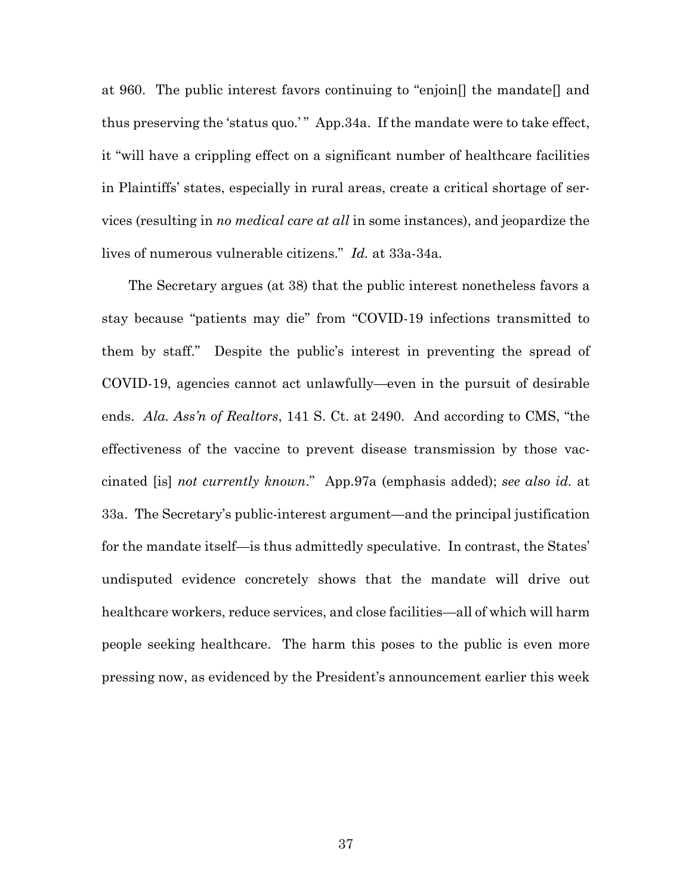at 960. The public interest favors continuing to "enjoin[] the mandate[] and thus preserving the 'status quo.'" App.34a. If the mandate were to take effect, it "will have a crippling effect on a significant number of healthcare facilities in Plaintiffs' states, especially in rural areas, create a critical shortage of services (resulting in *no medical care at all* in some instances), and jeopardize the lives of numerous vulnerable citizens." *Id.* at 33a-34a.

The Secretary argues (at 38) that the public interest nonetheless favors a stay because "patients may die" from "COVID-19 infections transmitted to them by staff." Despite the public's interest in preventing the spread of COVID-19, agencies cannot act unlawfully—even in the pursuit of desirable ends. *Ala. Ass'n of Realtors*, 141 S. Ct. at 2490. And according to CMS, "the effectiveness of the vaccine to prevent disease transmission by those vaccinated [is] *not currently known*." App.97a (emphasis added); *see also id.* at 33a. The Secretary's public-interest argument—and the principal justification for the mandate itself—is thus admittedly speculative. In contrast, the States' undisputed evidence concretely shows that the mandate will drive out healthcare workers, reduce services, and close facilities—all of which will harm people seeking healthcare. The harm this poses to the public is even more pressing now, as evidenced by the President's announcement earlier this week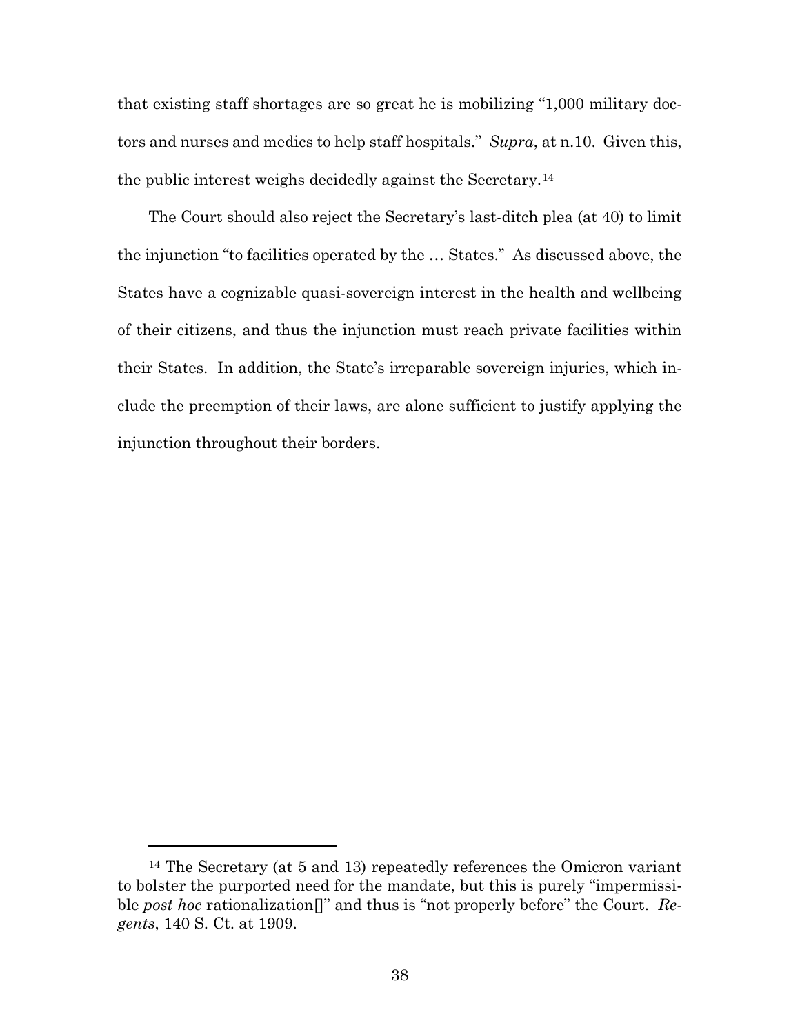that existing staff shortages are so great he is mobilizing "1,000 military doctors and nurses and medics to help staff hospitals." *Supra*, at n.10. Given this, the public interest weighs decidedly against the Secretary.[14]

The Court should also reject the Secretary's last-ditch plea (at 40) to limit the injunction "to facilities operated by the … States." As discussed above, the States have a cognizable quasi-sovereign interest in the health and wellbeing of their citizens, and thus the injunction must reach private facilities within their States. In addition, the State's irreparable sovereign injuries, which include the preemption of their laws, are alone sufficient to justify applying the injunction throughout their borders.

---

[14] The Secretary (at 5 and 13) repeatedly references the Omicron variant to bolster the purported need for the mandate, but this is purely "impermissible *post hoc* rationalization[]" and thus is "not properly before" the Court. *Regents*, 140 S. Ct. at 1909.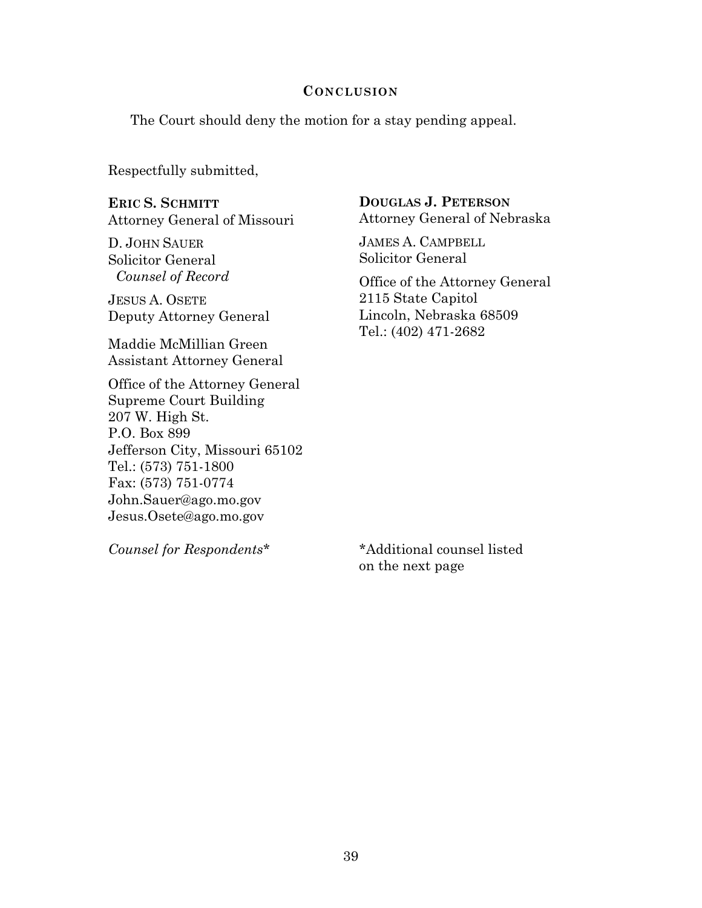## CONCLUSION

The Court should deny the motion for a stay pending appeal.

Respectfully submitted,

**ERIC S. SCHMITT**
Attorney General of Missouri

D. JOHN SAUER
Solicitor General
*Counsel of Record*

JESUS A. OSETE
Deputy Attorney General

Maddie McMillian Green
Assistant Attorney General

Office of the Attorney General
Supreme Court Building
207 W. High St.
P.O. Box 899
Jefferson City, Missouri 65102
Tel.: (573) 751-1800
Fax: (573) 751-0774
John.Sauer@ago.mo.gov
Jesus.Osete@ago.mo.gov

*Counsel for Respondents\**

**DOUGLAS J. PETERSON**
Attorney General of Nebraska

JAMES A. CAMPBELL
Solicitor General

Office of the Attorney General
2115 State Capitol
Lincoln, Nebraska 68509
Tel.: (402) 471-2682

\*Additional counsel listed on the next page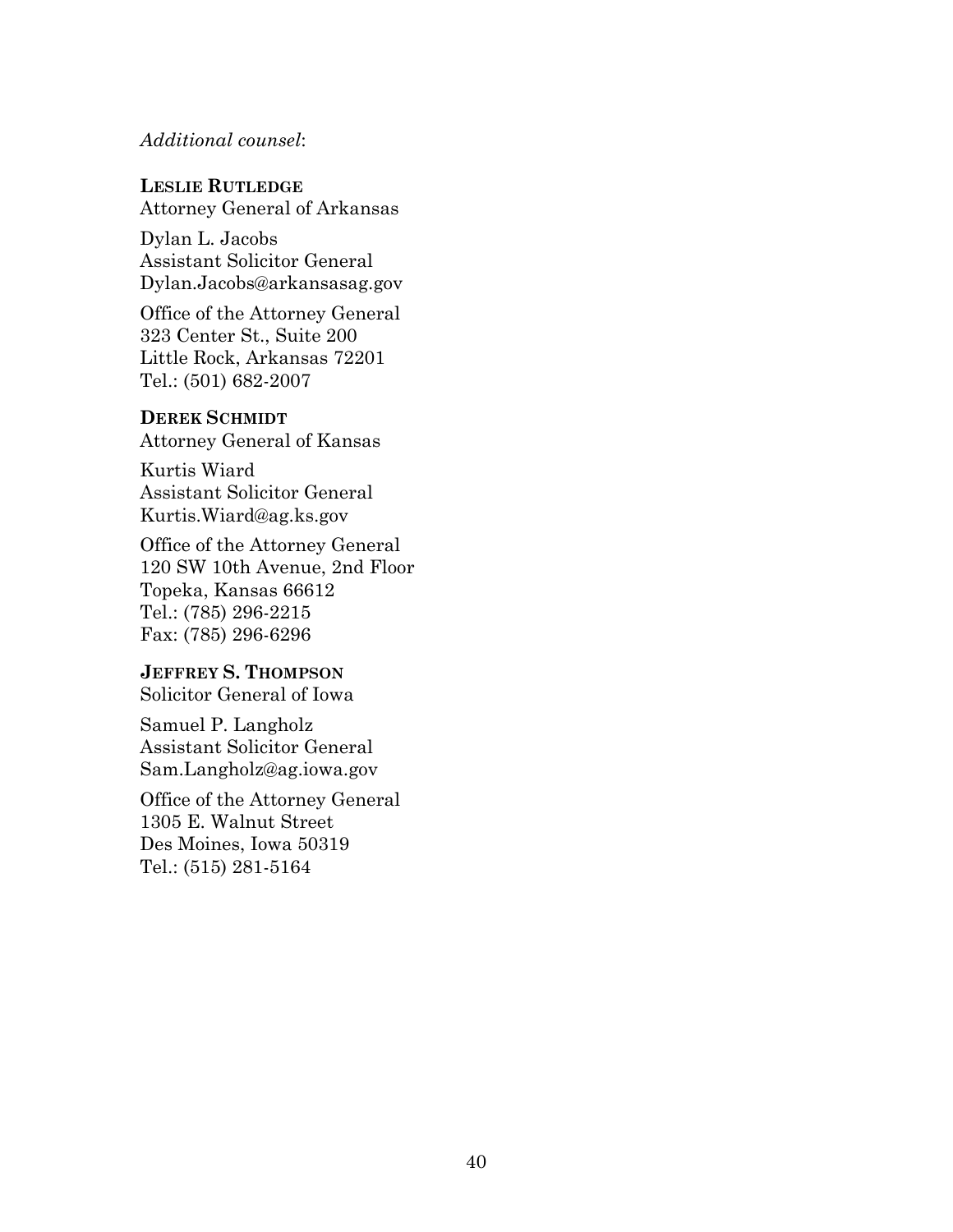*Additional counsel*:

**LESLIE RUTLEDGE**
Attorney General of Arkansas

Dylan L. Jacobs
Assistant Solicitor General
Dylan.Jacobs@arkansasag.gov

Office of the Attorney General
323 Center St., Suite 200
Little Rock, Arkansas 72201
Tel.: (501) 682-2007

**DEREK SCHMIDT**
Attorney General of Kansas

Kurtis Wiard
Assistant Solicitor General
Kurtis.Wiard@ag.ks.gov

Office of the Attorney General
120 SW 10th Avenue, 2nd Floor
Topeka, Kansas 66612
Tel.: (785) 296-2215
Fax: (785) 296-6296

**JEFFREY S. THOMPSON**
Solicitor General of Iowa

Samuel P. Langholz
Assistant Solicitor General
Sam.Langholz@ag.iowa.gov

Office of the Attorney General
1305 E. Walnut Street
Des Moines, Iowa 50319
Tel.: (515) 281-5164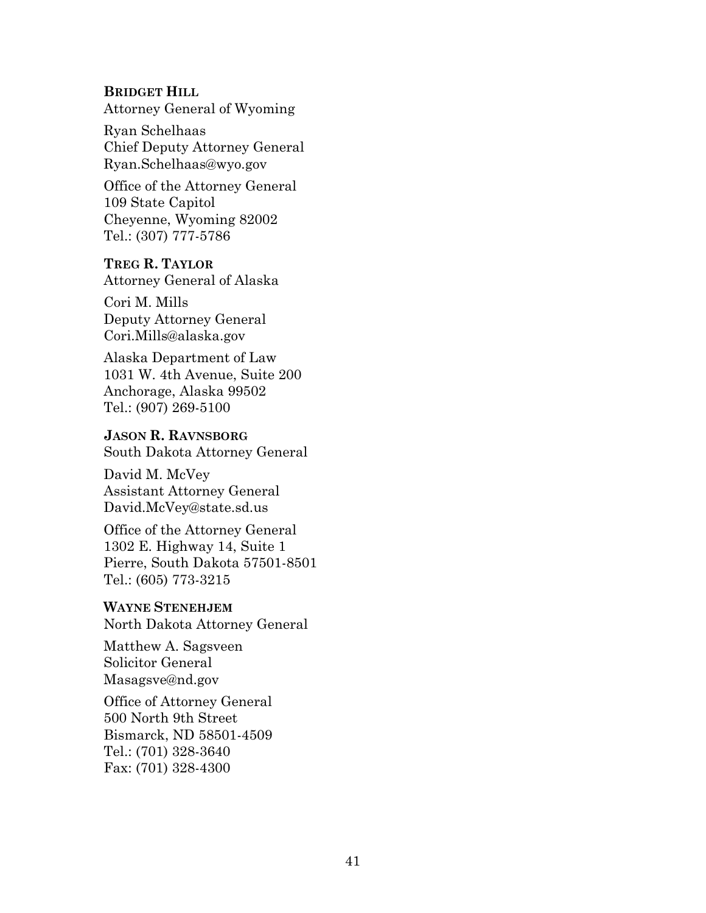**BRIDGET HILL**
Attorney General of Wyoming

Ryan Schelhaas
Chief Deputy Attorney General
Ryan.Schelhaas@wyo.gov

Office of the Attorney General
109 State Capitol
Cheyenne, Wyoming 82002
Tel.: (307) 777-5786

**TREG R. TAYLOR**
Attorney General of Alaska

Cori M. Mills
Deputy Attorney General
Cori.Mills@alaska.gov

Alaska Department of Law
1031 W. 4th Avenue, Suite 200
Anchorage, Alaska 99502
Tel.: (907) 269-5100

**JASON R. RAVNSBORG**
South Dakota Attorney General

David M. McVey
Assistant Attorney General
David.McVey@state.sd.us

Office of the Attorney General
1302 E. Highway 14, Suite 1
Pierre, South Dakota 57501-8501
Tel.: (605) 773-3215

**WAYNE STENEHJEM**
North Dakota Attorney General

Matthew A. Sagsveen
Solicitor General
Masagsve@nd.gov

Office of Attorney General
500 North 9th Street
Bismarck, ND 58501-4509
Tel.: (701) 328-3640
Fax: (701) 328-4300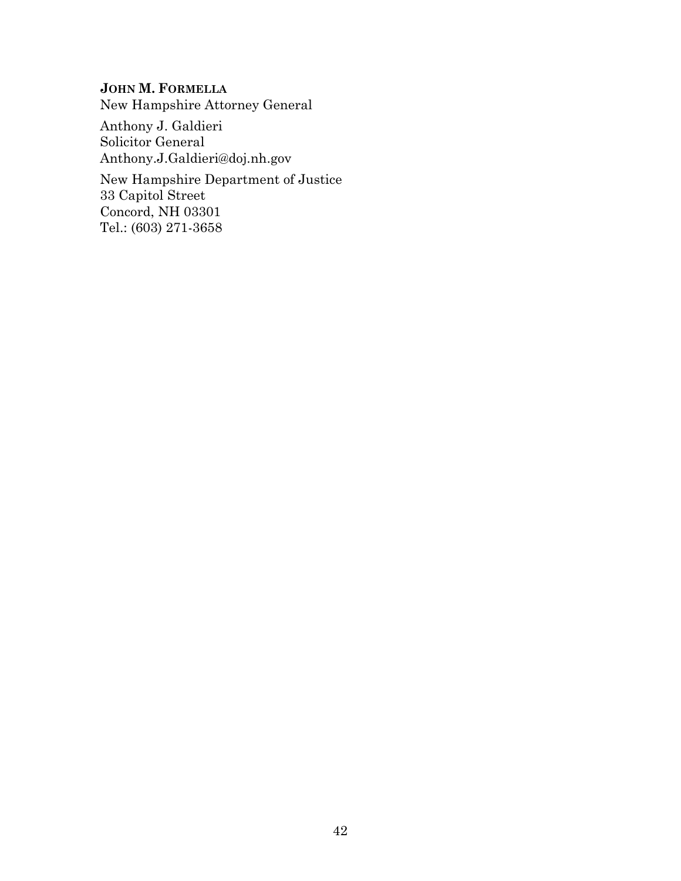**JOHN M. FORMELLA**
New Hampshire Attorney General

Anthony J. Galdieri
Solicitor General
Anthony.J.Galdieri@doj.nh.gov

New Hampshire Department of Justice
33 Capitol Street
Concord, NH 03301
Tel.: (603) 271-3658